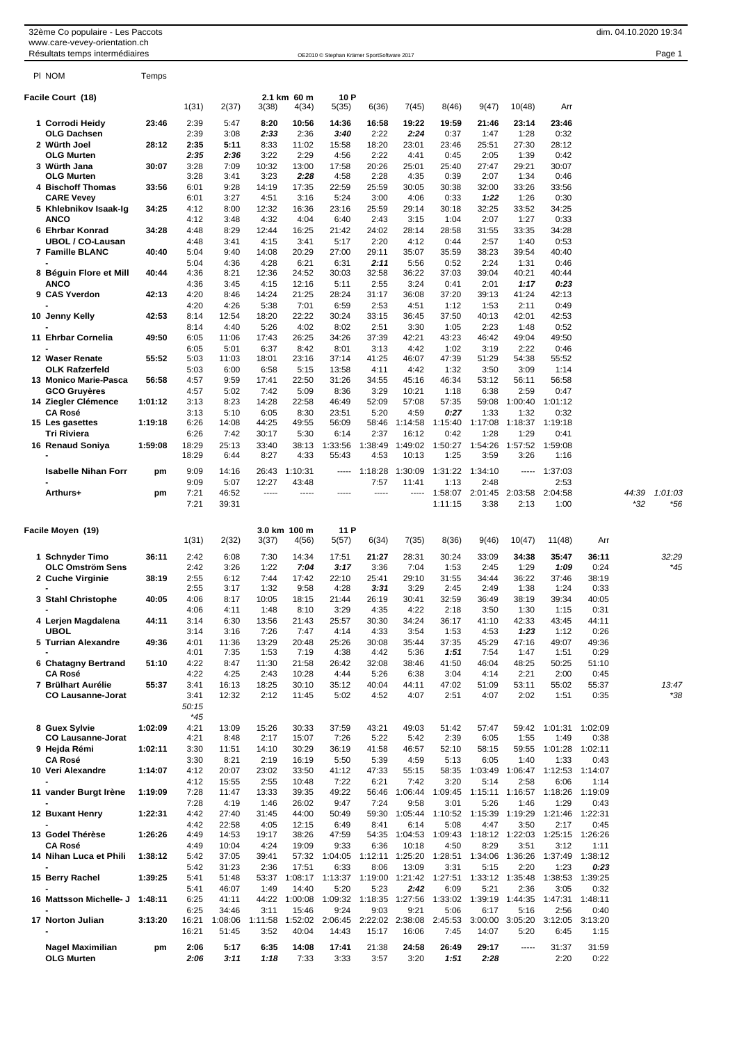32ème Co populaire - Les Paccots
www.care-vevey-orientation.ch
Résultats temps intermédiaires

OE2010 © Stephan Krämer SportSoftware 2017

dim. 04.10.2020 19:34

## Facile Court (18)

2.1 km 60 m 10 P

| Pl NOM | Temps | 1(31) | 2(37) | 3(38) | 4(34) | 5(35) | 6(36) | 7(45) | 8(46) | 9(47) | 10(48) | Arr | | |
|---|---|---|---|---|---|---|---|---|---|---|---|---|---|---|
| 1 Corrodi Heidy | 23:46 | 2:39 | 5:47 | 8:20 | 10:56 | 14:36 | 16:58 | 19:22 | 19:59 | 21:46 | 23:14 | 23:46 | | |
| OLG Dachsen | | 2:39 | 3:08 | *2:33* | 2:36 | *3:40* | 2:22 | *2:24* | 0:37 | 1:47 | 1:28 | 0:32 | | |
| 2 Würth Joel | 28:12 | 2:35 | 5:11 | 8:33 | 11:02 | 15:58 | 18:20 | 23:01 | 23:46 | 25:51 | 27:30 | 28:12 | | |
| OLG Murten | | *2:35* | *2:36* | 3:22 | 2:29 | 4:56 | 2:22 | 4:41 | 0:45 | 2:05 | 1:39 | 0:42 | | |
| 3 Würth Jana | 30:07 | 3:28 | 7:09 | 10:32 | 13:00 | 17:58 | 20:26 | 25:01 | 25:40 | 27:47 | 29:21 | 30:07 | | |
| OLG Murten | | 3:28 | 3:41 | 3:23 | *2:28* | 4:58 | 2:28 | 4:35 | 0:39 | 2:07 | 1:34 | 0:46 | | |
| 4 Bischoff Thomas | 33:56 | 6:01 | 9:28 | 14:19 | 17:35 | 22:59 | 25:59 | 30:05 | 30:38 | 32:00 | 33:26 | 33:56 | | |
| CARE Vevey | | 6:01 | 3:27 | 4:51 | 3:16 | 5:24 | 3:00 | 4:06 | 0:33 | *1:22* | 1:26 | 0:30 | | |
| 5 Khlebnikov Isaak-Ig | 34:25 | 4:12 | 8:00 | 12:32 | 16:36 | 23:16 | 25:59 | 29:14 | 30:18 | 32:25 | 33:52 | 34:25 | | |
| ANCO | | 4:12 | 3:48 | 4:32 | 4:04 | 6:40 | 2:43 | 3:15 | 1:04 | 2:07 | 1:27 | 0:33 | | |
| 6 Ehrbar Konrad | 34:28 | 4:48 | 8:29 | 12:44 | 16:25 | 21:42 | 24:02 | 28:14 | 28:58 | 31:55 | 33:35 | 34:28 | | |
| UBOL / CO-Lausan | | 4:48 | 3:41 | 4:15 | 3:41 | 5:17 | 2:20 | 4:12 | 0:44 | 2:57 | 1:40 | 0:53 | | |
| 7 Famille BLANC | 40:40 | 5:04 | 9:40 | 14:08 | 20:29 | 27:00 | 29:11 | 35:07 | 35:59 | 38:23 | 39:54 | 40:40 | | |
| - | | 5:04 | 4:36 | 4:28 | 6:21 | 6:31 | *2:11* | 5:56 | 0:52 | 2:24 | 1:31 | 0:46 | | |
| 8 Béguin Flore et Mill | 40:44 | 4:36 | 8:21 | 12:36 | 24:52 | 30:03 | 32:58 | 36:22 | 37:03 | 39:04 | 40:21 | 40:44 | | |
| ANCO | | 4:36 | 3:45 | 4:15 | 12:16 | 5:11 | 2:55 | 3:24 | 0:41 | 2:01 | *1:17* | *0:23* | | |
| 9 CAS Yverdon | 42:13 | 4:20 | 8:46 | 14:24 | 21:25 | 28:24 | 31:17 | 36:08 | 37:20 | 39:13 | 41:24 | 42:13 | | |
| - | | 4:20 | 4:26 | 5:38 | 7:01 | 6:59 | 2:53 | 4:51 | 1:12 | 1:53 | 2:11 | 0:49 | | |
| 10 Jenny Kelly | 42:53 | 8:14 | 12:54 | 18:20 | 22:22 | 30:24 | 33:15 | 36:45 | 37:50 | 40:13 | 42:01 | 42:53 | | |
| - | | 8:14 | 4:40 | 5:26 | 4:02 | 8:02 | 2:51 | 3:30 | 1:05 | 2:23 | 1:48 | 0:52 | | |
| 11 Ehrbar Cornelia | 49:50 | 6:05 | 11:06 | 17:43 | 26:25 | 34:26 | 37:39 | 42:21 | 43:23 | 46:42 | 49:04 | 49:50 | | |
| - | | 6:05 | 5:01 | 6:37 | 8:42 | 8:01 | 3:13 | 4:42 | 1:02 | 3:19 | 2:22 | 0:46 | | |
| 12 Waser Renate | 55:52 | 5:03 | 11:03 | 18:01 | 23:16 | 37:14 | 41:25 | 46:07 | 47:39 | 51:29 | 54:38 | 55:52 | | |
| OLK Rafzerfeld | | 5:03 | 6:00 | 6:58 | 5:15 | 13:58 | 4:11 | 4:42 | 1:32 | 3:50 | 3:09 | 1:14 | | |
| 13 Monico Marie-Pasca | 56:58 | 4:57 | 9:59 | 17:41 | 22:50 | 31:26 | 34:55 | 45:16 | 46:34 | 53:12 | 56:11 | 56:58 | | |
| GCO Gruyères | | 4:57 | 5:02 | 7:42 | 5:09 | 8:36 | 3:29 | 10:21 | 1:18 | 6:38 | 2:59 | 0:47 | | |
| 14 Ziegler Clémence | 1:01:12 | 3:13 | 8:23 | 14:28 | 22:58 | 46:49 | 52:09 | 57:08 | 57:35 | 59:08 | 1:00:40 | 1:01:12 | | |
| CA Rosé | | 3:13 | 5:10 | 6:05 | 8:30 | 23:51 | 5:20 | 4:59 | *0:27* | 1:33 | 1:32 | 0:32 | | |
| 15 Les gasettes | 1:19:18 | 6:26 | 14:08 | 44:25 | 49:55 | 56:09 | 58:46 | 1:14:58 | 1:15:40 | 1:17:08 | 1:18:37 | 1:19:18 | | |
| Tri Riviera | | 6:26 | 7:42 | 30:17 | 5:30 | 6:14 | 2:37 | 16:12 | 0:42 | 1:28 | 1:29 | 0:41 | | |
| 16 Renaud Soniya | 1:59:08 | 18:29 | 25:13 | 33:40 | 38:13 | 1:33:56 | 1:38:49 | 1:49:02 | 1:50:27 | 1:54:26 | 1:57:52 | 1:59:08 | | |
| - | | 18:29 | 6:44 | 8:27 | 4:33 | 55:43 | 4:53 | 10:13 | 1:25 | 3:59 | 3:26 | 1:16 | | |
| Isabelle Nihan Forr | pm | 9:09 | 14:16 | 26:43 | 1:10:31 | ----- | 1:18:28 | 1:30:09 | 1:31:22 | 1:34:10 | ----- | 1:37:03 | | |
| - | | 9:09 | 5:07 | 12:27 | 43:48 | | 7:57 | 11:41 | 1:13 | 2:48 | | 2:53 | | |
| Arthurs+ | pm | 7:21 | 46:52 | ----- | ----- | ----- | ----- | ----- | 1:58:07 | 2:01:45 | 2:03:58 | 2:04:58 | 44:39 | 1:01:03 |
| | | 7:21 | 39:31 | | | | | | 1:11:15 | 3:38 | 2:13 | 1:00 | *32 | *56 |

## Facile Moyen (19)

3.0 km 100 m 11 P

| Pl NOM | Temps | 1(31) | 2(32) | 3(37) | 4(56) | 5(57) | 6(34) | 7(35) | 8(36) | 9(46) | 10(47) | 11(48) | Arr | |
|---|---|---|---|---|---|---|---|---|---|---|---|---|---|---|
| 1 Schnyder Timo | 36:11 | 2:42 | 6:08 | 7:30 | 14:34 | 17:51 | *21:27* | 28:31 | 30:24 | 33:09 | *34:38* | *35:47* | *36:11* | 32:29 |
| OLC Omström Sens | | 2:42 | 3:26 | 1:22 | *7:04* | *3:17* | 3:36 | 7:04 | 1:53 | 2:45 | 1:29 | *1:09* | 0:24 | *45 |
| 2 Cuche Virginie | 38:19 | 2:55 | 6:12 | 7:44 | 17:42 | 22:10 | 25:41 | 29:10 | 31:55 | 34:44 | 36:22 | 37:46 | 38:19 | |
| - | | 2:55 | 3:17 | 1:32 | 9:58 | 4:28 | *3:31* | 3:29 | 2:45 | 2:49 | 1:38 | 1:24 | 0:33 | |
| 3 Stahl Christophe | 40:05 | 4:06 | 8:17 | 10:05 | 18:15 | 21:44 | 26:19 | 30:41 | 32:59 | 36:49 | 38:19 | 39:34 | 40:05 | |
| - | | 4:06 | 4:11 | 1:48 | 8:10 | 3:29 | 4:35 | 4:22 | 2:18 | 3:50 | 1:30 | 1:15 | 0:31 | |
| 4 Lerjen Magdalena | 44:11 | 3:14 | 6:30 | 13:56 | 21:43 | 25:57 | 30:30 | 34:24 | 36:17 | 41:10 | 42:33 | 43:45 | 44:11 | |
| UBOL | | 3:14 | 3:16 | 7:26 | 7:47 | 4:14 | 4:33 | 3:54 | 1:53 | 4:53 | *1:23* | 1:12 | 0:26 | |
| 5 Turrian Alexandre | 49:36 | 4:01 | 11:36 | 13:29 | 20:48 | 25:26 | 30:08 | 35:44 | 37:35 | 45:29 | 47:16 | 49:07 | 49:36 | |
| - | | 4:01 | 7:35 | 1:53 | 7:19 | 4:38 | 4:42 | 5:36 | *1:51* | 7:54 | 1:47 | 1:51 | 0:29 | |
| 6 Chatagny Bertrand | 51:10 | 4:22 | 8:47 | 11:30 | 21:58 | 26:42 | 32:08 | 38:46 | 41:50 | 46:04 | 48:25 | 50:25 | 51:10 | |
| CA Rosé | | 4:22 | 4:25 | 2:43 | 10:28 | 4:44 | 5:26 | 6:38 | 3:04 | 4:14 | 2:21 | 2:00 | 0:45 | |
| 7 Brülhart Aurélie | 55:37 | 3:41 | 16:13 | 18:25 | 30:10 | 35:12 | 40:04 | 44:11 | 47:02 | 51:09 | 53:11 | 55:02 | 55:37 | 13:47 |
| CO Lausanne-Jorat | | 3:41 | 12:32 | 2:12 | 11:45 | 5:02 | 4:52 | 4:07 | 2:51 | 4:07 | 2:02 | 1:51 | 0:35 | *38 |
| | | 50:15 | | | | | | | | | | | | |
| | | *45 | | | | | | | | | | | | |
| 8 Guex Sylvie | 1:02:09 | 4:21 | 13:09 | 15:26 | 30:33 | 37:59 | 43:21 | 49:03 | 51:42 | 57:47 | 59:42 | 1:01:31 | 1:02:09 | |
| CO Lausanne-Jorat | | 4:21 | 8:48 | 2:17 | 15:07 | 7:26 | 5:22 | 5:42 | 2:39 | 6:05 | 1:55 | 1:49 | 0:38 | |
| 9 Hejda Rémi | 1:02:11 | 3:30 | 11:51 | 14:10 | 30:29 | 36:19 | 41:58 | 46:57 | 52:10 | 58:15 | 59:55 | 1:01:28 | 1:02:11 | |
| CA Rosé | | 3:30 | 8:21 | 2:19 | 16:19 | 5:50 | 5:39 | 4:59 | 5:13 | 6:05 | 1:40 | 1:33 | 0:43 | |
| 10 Veri Alexandre | 1:14:07 | 4:12 | 20:07 | 23:02 | 33:50 | 41:12 | 47:33 | 55:15 | 58:35 | 1:03:49 | 1:06:47 | 1:12:53 | 1:14:07 | |
| - | | 4:12 | 15:55 | 2:55 | 10:48 | 7:22 | 6:21 | 7:42 | 3:20 | 5:14 | 2:58 | 6:06 | 1:14 | |
| 11 vander Burgt Irène | 1:19:09 | 7:28 | 11:47 | 13:33 | 39:35 | 49:22 | 56:46 | 1:06:44 | 1:09:45 | 1:15:11 | 1:16:57 | 1:18:26 | 1:19:09 | |
| - | | 7:28 | 4:19 | 1:46 | 26:02 | 9:47 | 7:24 | 9:58 | 3:01 | 5:26 | 1:46 | 1:29 | 0:43 | |
| 12 Buxant Henry | 1:22:31 | 4:42 | 27:40 | 31:45 | 44:00 | 50:49 | 59:30 | 1:05:44 | 1:10:52 | 1:15:39 | 1:19:29 | 1:21:46 | 1:22:31 | |
| - | | 4:42 | 22:58 | 4:05 | 12:15 | 6:49 | 8:41 | 6:14 | 5:08 | 4:47 | 3:50 | 2:17 | 0:45 | |
| 13 Godel Thérèse | 1:26:26 | 4:49 | 14:53 | 19:17 | 38:26 | 47:59 | 54:35 | 1:04:53 | 1:09:43 | 1:18:12 | 1:22:03 | 1:25:15 | 1:26:26 | |
| CA Rosé | | 4:49 | 10:04 | 4:24 | 19:09 | 9:33 | 6:36 | 10:18 | 4:50 | 8:29 | 3:51 | 3:12 | 1:11 | |
| 14 Nihan Luca et Phili | 1:38:12 | 5:42 | 37:05 | 39:41 | 57:32 | 1:04:05 | 1:12:11 | 1:25:20 | 1:28:51 | 1:34:06 | 1:36:26 | 1:37:49 | 1:38:12 | |
| - | | 5:42 | 31:23 | 2:36 | 17:51 | 6:33 | 8:06 | 13:09 | 3:31 | 5:15 | 2:20 | 1:23 | *0:23* | |
| 15 Berry Rachel | 1:39:25 | 5:41 | 51:48 | 53:37 | 1:08:17 | 1:13:37 | 1:19:00 | 1:21:42 | 1:27:51 | 1:33:12 | 1:35:48 | 1:38:53 | 1:39:25 | |
| - | | 5:41 | 46:07 | 1:49 | 14:40 | 5:20 | 5:23 | *2:42* | 6:09 | 5:21 | 2:36 | 3:05 | 0:32 | |
| 16 Mattsson Michelle- J | 1:48:11 | 6:25 | 41:11 | 44:22 | 1:00:08 | 1:09:32 | 1:18:35 | 1:27:56 | 1:33:02 | 1:39:19 | 1:44:35 | 1:47:31 | 1:48:11 | |
| - | | 6:25 | 34:46 | 3:11 | 15:46 | 9:24 | 9:03 | 9:21 | 5:06 | 6:17 | 5:16 | 2:56 | 0:40 | |
| 17 Norton Julian | 3:13:20 | 16:21 | 1:08:06 | 1:11:58 | 1:52:02 | 2:06:45 | 2:22:02 | 2:38:08 | 2:45:53 | 3:00:00 | 3:05:20 | 3:12:05 | 3:13:20 | |
| - | | 16:21 | 51:45 | 3:52 | 40:04 | 14:43 | 15:17 | 16:06 | 7:45 | 14:07 | 5:20 | 6:45 | 1:15 | |
| Nagel Maximilian | pm | 2:06 | 5:17 | 6:35 | 14:08 | 17:41 | 21:38 | 24:58 | 26:49 | 29:17 | ----- | 31:37 | 31:59 | |
| OLG Murten | | *2:06* | *3:11* | *1:18* | 7:33 | 3:33 | 3:57 | 3:20 | *1:51* | *2:28* | | 2:20 | 0:22 | |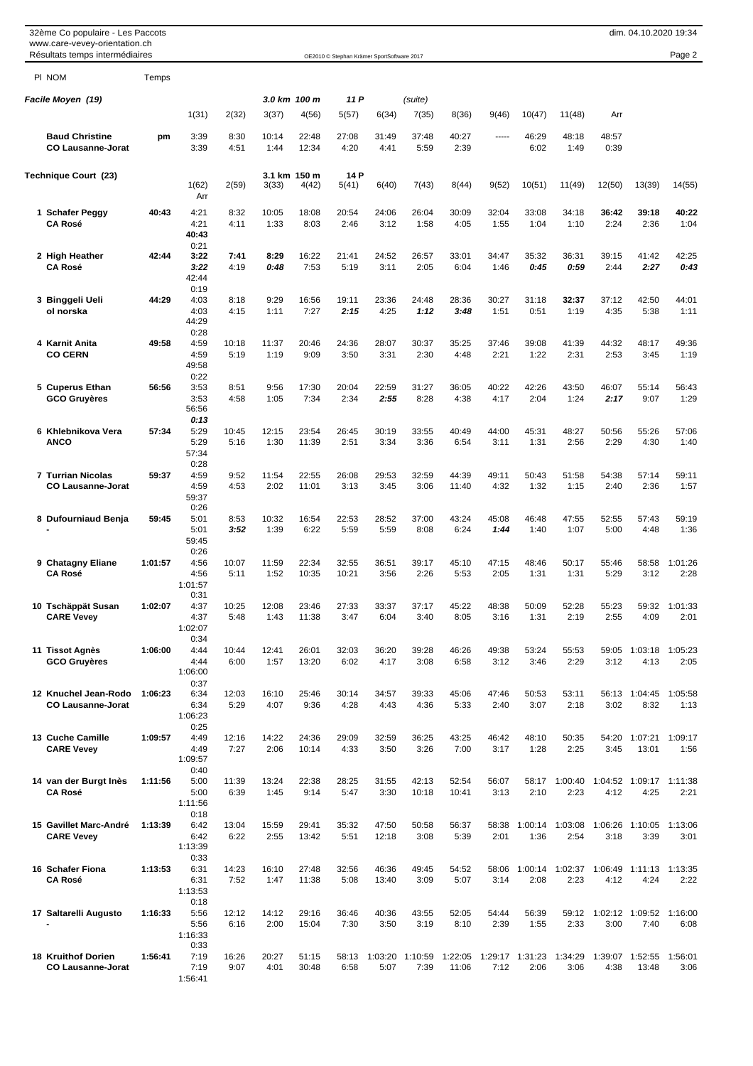32ème Co populaire - Les Paccots
www.care-vevey-orientation.ch
Résultats temps intermédiaires

dim. 04.10.2020 19:34

OE2010 © Stephan Krämer SportSoftware 2017

| Pl NOM | Temps | | | | | | | | | | | | | | |
|---|---|---|---|---|---|---|---|---|---|---|---|---|---|---|---|
| ***Facile Moyen (19)*** | | | | ***3.0 km*** | ***100 m*** | ***11 P*** | | *(suite)* | | | | | | | |
| | | 1(31) | 2(32) | 3(37) | 4(56) | 5(57) | 6(34) | 7(35) | 8(36) | 9(46) | 10(47) | 11(48) | Arr | | |
| **Baud Christine** | **pm** | 3:39 | 8:30 | 10:14 | 22:48 | 27:08 | 31:49 | 37:48 | 40:27 | ----- | 46:29 | 48:18 | 48:57 | | |
| **CO Lausanne-Jorat** | | 3:39 | 4:51 | 1:44 | 12:34 | 4:20 | 4:41 | 5:59 | 2:39 | | 6:02 | 1:49 | 0:39 | | |
| **Technique Court (23)** | | | | **3.1 km** | **150 m** | **14 P** | | | | | | | | | |
| | | 1(62) | 2(59) | 3(33) | 4(42) | 5(41) | 6(40) | 7(43) | 8(44) | 9(52) | 10(51) | 11(49) | 12(50) | 13(39) | 14(55) |
| | | Arr | | | | | | | | | | | | | |
| **1 Schafer Peggy** | **40:43** | 4:21 | 8:32 | 10:05 | 18:08 | 20:54 | 24:06 | 26:04 | 30:09 | 32:04 | 33:08 | 34:18 | **36:42** | **39:18** | **40:22** |
| **CA Rosé** | | 4:21 | 4:11 | 1:33 | 8:03 | 2:46 | 3:12 | 1:58 | 4:05 | 1:55 | 1:04 | 1:10 | 2:24 | 2:36 | 1:04 |
| | | 40:43 | | | | | | | | | | | | | |
| | | 0:21 | | | | | | | | | | | | | |
| **2 High Heather** | **42:44** | **3:22** | **7:41** | **8:29** | 16:22 | 21:41 | 24:52 | 26:57 | 33:01 | 34:47 | 35:32 | 36:31 | 39:15 | 41:42 | 42:25 |
| **CA Rosé** | | ***3:22*** | 4:19 | ***0:48*** | 7:53 | 5:19 | 3:11 | 2:05 | 6:04 | 1:46 | ***0:45*** | ***0:59*** | 2:44 | ***2:27*** | ***0:43*** |
| | | 42:44 | | | | | | | | | | | | | |
| | | 0:19 | | | | | | | | | | | | | |
| **3 Binggeli Ueli** | **44:29** | 4:03 | 8:18 | 9:29 | 16:56 | 19:11 | 23:36 | 24:48 | 28:36 | 30:27 | 31:18 | **32:37** | 37:12 | 42:50 | 44:01 |
| **ol norska** | | 4:03 | 4:15 | 1:11 | 7:27 | ***2:15*** | 4:25 | ***1:12*** | ***3:48*** | 1:51 | 0:51 | 1:19 | 4:35 | 5:38 | 1:11 |
| | | 44:29 | | | | | | | | | | | | | |
| | | 0:28 | | | | | | | | | | | | | |
| **4 Karnit Anita** | **49:58** | 4:59 | 10:18 | 11:37 | 20:46 | 24:36 | 28:07 | 30:37 | 35:25 | 37:46 | 39:08 | 41:39 | 44:32 | 48:17 | 49:36 |
| **CO CERN** | | 4:59 | 5:19 | 1:19 | 9:09 | 3:50 | 3:31 | 2:30 | 4:48 | 2:21 | 1:22 | 2:31 | 2:53 | 3:45 | 1:19 |
| | | 49:58 | | | | | | | | | | | | | |
| | | 0:22 | | | | | | | | | | | | | |
| **5 Cuperus Ethan** | **56:56** | 3:53 | 8:51 | 9:56 | 17:30 | 20:04 | 22:59 | 31:27 | 36:05 | 40:22 | 42:26 | 43:50 | 46:07 | 55:14 | 56:43 |
| **GCO Gruyères** | | 3:53 | 4:58 | 1:05 | 7:34 | 2:34 | ***2:55*** | 8:28 | 4:38 | 4:17 | 2:04 | 1:24 | ***2:17*** | 9:07 | 1:29 |
| | | 56:56 | | | | | | | | | | | | | |
| | | ***0:13*** | | | | | | | | | | | | | |
| **6 Khlebnikova Vera** | **57:34** | 5:29 | 10:45 | 12:15 | 23:54 | 26:45 | 30:19 | 33:55 | 40:49 | 44:00 | 45:31 | 48:27 | 50:56 | 55:26 | 57:06 |
| **ANCO** | | 5:29 | 5:16 | 1:30 | 11:39 | 2:51 | 3:34 | 3:36 | 6:54 | 3:11 | 1:31 | 2:56 | 2:29 | 4:30 | 1:40 |
| | | 57:34 | | | | | | | | | | | | | |
| | | 0:28 | | | | | | | | | | | | | |
| **7 Turrian Nicolas** | **59:37** | 4:59 | 9:52 | 11:54 | 22:55 | 26:08 | 29:53 | 32:59 | 44:39 | 49:11 | 50:43 | 51:58 | 54:38 | 57:14 | 59:11 |
| **CO Lausanne-Jorat** | | 4:59 | 4:53 | 2:02 | 11:01 | 3:13 | 3:45 | 3:06 | 11:40 | 4:32 | 1:32 | 1:15 | 2:40 | 2:36 | 1:57 |
| | | 59:37 | | | | | | | | | | | | | |
| | | 0:26 | | | | | | | | | | | | | |
| **8 Dufourniaud Benja** | **59:45** | 5:01 | 8:53 | 10:32 | 16:54 | 22:53 | 28:52 | 37:00 | 43:24 | 45:08 | 46:48 | 47:55 | 52:55 | 57:43 | 59:19 |
| **-** | | 5:01 | ***3:52*** | 1:39 | 6:22 | 5:59 | 5:59 | 8:08 | 6:24 | ***1:44*** | 1:40 | 1:07 | 5:00 | 4:48 | 1:36 |
| | | 59:45 | | | | | | | | | | | | | |
| | | 0:26 | | | | | | | | | | | | | |
| **9 Chatagny Eliane** | **1:01:57** | 4:56 | 10:07 | 11:59 | 22:34 | 32:55 | 36:51 | 39:17 | 45:10 | 47:15 | 48:46 | 50:17 | 55:46 | 58:58 | 1:01:26 |
| **CA Rosé** | | 4:56 | 5:11 | 1:52 | 10:35 | 10:21 | 3:56 | 2:26 | 5:53 | 2:05 | 1:31 | 1:31 | 5:29 | 3:12 | 2:28 |
| | | 1:01:57 | | | | | | | | | | | | | |
| | | 0:31 | | | | | | | | | | | | | |
| **10 Tschäppät Susan** | **1:02:07** | 4:37 | 10:25 | 12:08 | 23:46 | 27:33 | 33:37 | 37:17 | 45:22 | 48:38 | 50:09 | 52:28 | 55:23 | 59:32 | 1:01:33 |
| **CARE Vevey** | | 4:37 | 5:48 | 1:43 | 11:38 | 3:47 | 6:04 | 3:40 | 8:05 | 3:16 | 1:31 | 2:19 | 2:55 | 4:09 | 2:01 |
| | | 1:02:07 | | | | | | | | | | | | | |
| | | 0:34 | | | | | | | | | | | | | |
| **11 Tissot Agnès** | **1:06:00** | 4:44 | 10:44 | 12:41 | 26:01 | 32:03 | 36:20 | 39:28 | 46:26 | 49:38 | 53:24 | 55:53 | 59:05 | 1:03:18 | 1:05:23 |
| **GCO Gruyères** | | 4:44 | 6:00 | 1:57 | 13:20 | 6:02 | 4:17 | 3:08 | 6:58 | 3:12 | 3:46 | 2:29 | 3:12 | 4:13 | 2:05 |
| | | 1:06:00 | | | | | | | | | | | | | |
| | | 0:37 | | | | | | | | | | | | | |
| **12 Knuchel Jean-Rodo** | **1:06:23** | 6:34 | 12:03 | 16:10 | 25:46 | 30:14 | 34:57 | 39:33 | 45:06 | 47:46 | 50:53 | 53:11 | 56:13 | 1:04:45 | 1:05:58 |
| **CO Lausanne-Jorat** | | 6:34 | 5:29 | 4:07 | 9:36 | 4:28 | 4:43 | 4:36 | 5:33 | 2:40 | 3:07 | 2:18 | 3:02 | 8:32 | 1:13 |
| | | 1:06:23 | | | | | | | | | | | | | |
| | | 0:25 | | | | | | | | | | | | | |
| **13 Cuche Camille** | **1:09:57** | 4:49 | 12:16 | 14:22 | 24:36 | 29:09 | 32:59 | 36:25 | 43:25 | 46:42 | 48:10 | 50:35 | 54:20 | 1:07:21 | 1:09:17 |
| **CARE Vevey** | | 4:49 | 7:27 | 2:06 | 10:14 | 4:33 | 3:50 | 3:26 | 7:00 | 3:17 | 1:28 | 2:25 | 3:45 | 13:01 | 1:56 |
| | | 1:09:57 | | | | | | | | | | | | | |
| | | 0:40 | | | | | | | | | | | | | |
| **14 van der Burgt Inès** | **1:11:56** | 5:00 | 11:39 | 13:24 | 22:38 | 28:25 | 31:55 | 42:13 | 52:54 | 56:07 | 58:17 | 1:00:40 | 1:04:52 | 1:09:17 | 1:11:38 |
| **CA Rosé** | | 5:00 | 6:39 | 1:45 | 9:14 | 5:47 | 3:30 | 10:18 | 10:41 | 3:13 | 2:10 | 2:23 | 4:12 | 4:25 | 2:21 |
| | | 1:11:56 | | | | | | | | | | | | | |
| | | 0:18 | | | | | | | | | | | | | |
| **15 Gavillet Marc-André** | **1:13:39** | 6:42 | 13:04 | 15:59 | 29:41 | 35:32 | 47:50 | 50:58 | 56:37 | 58:38 | 1:00:14 | 1:03:08 | 1:06:26 | 1:10:05 | 1:13:06 |
| **CARE Vevey** | | 6:42 | 6:22 | 2:55 | 13:42 | 5:51 | 12:18 | 3:08 | 5:39 | 2:01 | 1:36 | 2:54 | 3:18 | 3:39 | 3:01 |
| | | 1:13:39 | | | | | | | | | | | | | |
| | | 0:33 | | | | | | | | | | | | | |
| **16 Schafer Fiona** | **1:13:53** | 6:31 | 14:23 | 16:10 | 27:48 | 32:56 | 46:36 | 49:45 | 54:52 | 58:06 | 1:00:14 | 1:02:37 | 1:06:49 | 1:11:13 | 1:13:35 |
| **CA Rosé** | | 6:31 | 7:52 | 1:47 | 11:38 | 5:08 | 13:40 | 3:09 | 5:07 | 3:14 | 2:08 | 2:23 | 4:12 | 4:24 | 2:22 |
| | | 1:13:53 | | | | | | | | | | | | | |
| | | 0:18 | | | | | | | | | | | | | |
| **17 Saltarelli Augusto** | **1:16:33** | 5:56 | 12:12 | 14:12 | 29:16 | 36:46 | 40:36 | 43:55 | 52:05 | 54:44 | 56:39 | 59:12 | 1:02:12 | 1:09:52 | 1:16:00 |
| **-** | | 5:56 | 6:16 | 2:00 | 15:04 | 7:30 | 3:50 | 3:19 | 8:10 | 2:39 | 1:55 | 2:33 | 3:00 | 7:40 | 6:08 |
| | | 1:16:33 | | | | | | | | | | | | | |
| | | 0:33 | | | | | | | | | | | | | |
| **18 Kruithof Dorien** | **1:56:41** | 7:19 | 16:26 | 20:27 | 51:15 | 58:13 | 1:03:20 | 1:10:59 | 1:22:05 | 1:29:17 | 1:31:23 | 1:34:29 | 1:39:07 | 1:52:55 | 1:56:01 |
| **CO Lausanne-Jorat** | | 7:19 | 9:07 | 4:01 | 30:48 | 6:58 | 5:07 | 7:39 | 11:06 | 7:12 | 2:06 | 3:06 | 4:38 | 13:48 | 3:06 |
| | | 1:56:41 | | | | | | | | | | | | | |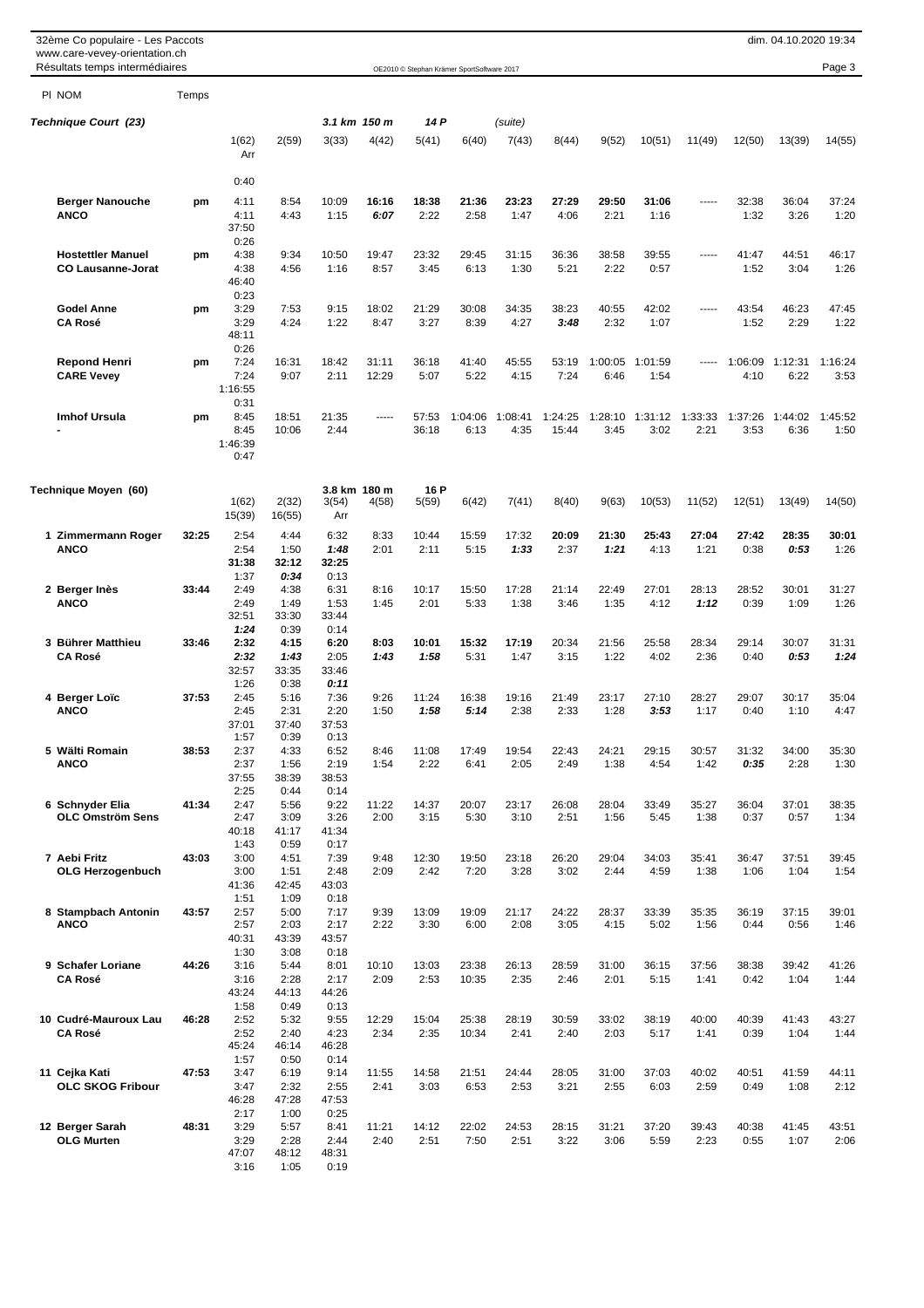## Technique Court (23)

3.1 km 150 m — 14 P (suite)

| Pl | NOM | Temps | 1(62) | 2(59) | 3(33) | 4(42) | 5(41) | 6(40) | 7(43) | 8(44) | 9(52) | 10(51) | 11(49) | 12(50) | 13(39) | 14(55) |
|---|---|---|---|---|---|---|---|---|---|---|---|---|---|---|---|---|
| | | | Arr | | | | | | | | | | | | | |
| | | | 0:40 | | | | | | | | | | | | | |
| | **Berger Nanouche** | pm | 4:11 | 8:54 | 10:09 | **16:16** | **18:38** | **21:36** | **23:23** | **27:29** | **29:50** | **31:06** | ----- | 32:38 | 36:04 | 37:24 |
| | **ANCO** | | 4:11 | 4:43 | 1:15 | ***6:07*** | 2:22 | 2:58 | 1:47 | 4:06 | 2:21 | 1:16 | | 1:32 | 3:26 | 1:20 |
| | | | 37:50 | | | | | | | | | | | | | |
| | | | 0:26 | | | | | | | | | | | | | |
| | **Hostettler Manuel** | pm | 4:38 | 9:34 | 10:50 | 19:47 | 23:32 | 29:45 | 31:15 | 36:36 | 38:58 | 39:55 | ----- | 41:47 | 44:51 | 46:17 |
| | **CO Lausanne-Jorat** | | 4:38 | 4:56 | 1:16 | 8:57 | 3:45 | 6:13 | 1:30 | 5:21 | 2:22 | 0:57 | | 1:52 | 3:04 | 1:26 |
| | | | 46:40 | | | | | | | | | | | | | |
| | | | 0:23 | | | | | | | | | | | | | |
| | **Godel Anne** | pm | 3:29 | 7:53 | 9:15 | 18:02 | 21:29 | 30:08 | 34:35 | 38:23 | 40:55 | 42:02 | ----- | 43:54 | 46:23 | 47:45 |
| | **CA Rosé** | | 3:29 | 4:24 | 1:22 | 8:47 | 3:27 | 8:39 | 4:27 | ***3:48*** | 2:32 | 1:07 | | 1:52 | 2:29 | 1:22 |
| | | | 48:11 | | | | | | | | | | | | | |
| | | | 0:26 | | | | | | | | | | | | | |
| | **Repond Henri** | pm | 7:24 | 16:31 | 18:42 | 31:11 | 36:18 | 41:40 | 45:55 | 53:19 | 1:00:05 | 1:01:59 | ----- | 1:06:09 | 1:12:31 | 1:16:24 |
| | **CARE Vevey** | | 7:24 | 9:07 | 2:11 | 12:29 | 5:07 | 5:22 | 4:15 | 7:24 | 6:46 | 1:54 | | 4:10 | 6:22 | 3:53 |
| | | | 1:16:55 | | | | | | | | | | | | | |
| | | | 0:31 | | | | | | | | | | | | | |
| | **Imhof Ursula** | pm | 8:45 | 18:51 | 21:35 | ----- | 57:53 | 1:04:06 | 1:08:41 | 1:24:25 | 1:28:10 | 1:31:12 | 1:33:33 | 1:37:26 | 1:44:02 | 1:45:52 |
| | **-** | | 8:45 | 10:06 | 2:44 | | 36:18 | 6:13 | 4:35 | 15:44 | 3:45 | 3:02 | 2:21 | 3:53 | 6:36 | 1:50 |
| | | | 1:46:39 | | | | | | | | | | | | | |
| | | | 0:47 | | | | | | | | | | | | | |

## Technique Moyen (60)

3.8 km 180 m — 16 P

| Pl | NOM | Temps | 1(62) | 2(32) | 3(54) | 4(58) | 5(59) | 6(42) | 7(41) | 8(40) | 9(63) | 10(53) | 11(52) | 12(51) | 13(49) | 14(50) |
|---|---|---|---|---|---|---|---|---|---|---|---|---|---|---|---|---|
| | | | 15(39) | 16(55) | Arr | | | | | | | | | | | |
| 1 | **Zimmermann Roger** | 32:25 | 2:54 | 4:44 | 6:32 | 8:33 | 10:44 | 15:59 | 17:32 | **20:09** | **21:30** | **25:43** | **27:04** | **27:42** | **28:35** | **30:01** |
| | **ANCO** | | 2:54 | 1:50 | ***1:48*** | 2:01 | 2:11 | 5:15 | ***1:33*** | 2:37 | ***1:21*** | 4:13 | 1:21 | 0:38 | ***0:53*** | 1:26 |
| | | | **31:38** | **32:12** | **32:25** | | | | | | | | | | | |
| | | | 1:37 | ***0:34*** | 0:13 | | | | | | | | | | | |
| 2 | **Berger Inès** | 33:44 | 2:49 | 4:38 | 6:31 | 8:16 | 10:17 | 15:50 | 17:28 | 21:14 | 22:49 | 27:01 | 28:13 | 28:52 | 30:01 | 31:27 |
| | **ANCO** | | 2:49 | 1:49 | 1:53 | 1:45 | 2:01 | 5:33 | 1:38 | 3:46 | 1:35 | 4:12 | ***1:12*** | 0:39 | 1:09 | 1:26 |
| | | | 32:51 | 33:30 | 33:44 | | | | | | | | | | | |
| | | | ***1:24*** | 0:39 | 0:14 | | | | | | | | | | | |
| 3 | **Bührer Matthieu** | 33:46 | **2:32** | **4:15** | **6:20** | **8:03** | **10:01** | **15:32** | **17:19** | 20:34 | 21:56 | 25:58 | 28:34 | 29:14 | 30:07 | 31:31 |
| | **CA Rosé** | | ***2:32*** | ***1:43*** | 2:05 | ***1:43*** | ***1:58*** | 5:31 | 1:47 | 3:15 | 1:22 | 4:02 | 2:36 | 0:40 | ***0:53*** | ***1:24*** |
| | | | 32:57 | 33:35 | 33:46 | | | | | | | | | | | |
| | | | 1:26 | 0:38 | ***0:11*** | | | | | | | | | | | |
| 4 | **Berger Loïc** | 37:53 | 2:45 | 5:16 | 7:36 | 9:26 | 11:24 | 16:38 | 19:16 | 21:49 | 23:17 | 27:10 | 28:27 | 29:07 | 30:17 | 35:04 |
| | **ANCO** | | 2:45 | 2:31 | 2:20 | 1:50 | ***1:58*** | ***5:14*** | 2:38 | 2:33 | 1:28 | ***3:53*** | 1:17 | 0:40 | 1:10 | 4:47 |
| | | | 37:01 | 37:40 | 37:53 | | | | | | | | | | | |
| | | | 1:57 | 0:39 | 0:13 | | | | | | | | | | | |
| 5 | **Wälti Romain** | 38:53 | 2:37 | 4:33 | 6:52 | 8:46 | 11:08 | 17:49 | 19:54 | 22:43 | 24:21 | 29:15 | 30:57 | 31:32 | 34:00 | 35:30 |
| | **ANCO** | | 2:37 | 1:56 | 2:19 | 1:54 | 2:22 | 6:41 | 2:05 | 2:49 | 1:38 | 4:54 | 1:42 | ***0:35*** | 2:28 | 1:30 |
| | | | 37:55 | 38:39 | 38:53 | | | | | | | | | | | |
| | | | 2:25 | 0:44 | 0:14 | | | | | | | | | | | |
| 6 | **Schnyder Elia** | 41:34 | 2:47 | 5:56 | 9:22 | 11:22 | 14:37 | 20:07 | 23:17 | 26:08 | 28:04 | 33:49 | 35:27 | 36:04 | 37:01 | 38:35 |
| | **OLC Omström Sens** | | 2:47 | 3:09 | 3:26 | 2:00 | 3:15 | 5:30 | 3:10 | 2:51 | 1:56 | 5:45 | 1:38 | 0:37 | 0:57 | 1:34 |
| | | | 40:18 | 41:17 | 41:34 | | | | | | | | | | | |
| | | | 1:43 | 0:59 | 0:17 | | | | | | | | | | | |
| 7 | **Aebi Fritz** | 43:03 | 3:00 | 4:51 | 7:39 | 9:48 | 12:30 | 19:50 | 23:18 | 26:20 | 29:04 | 34:03 | 35:41 | 36:47 | 37:51 | 39:45 |
| | **OLG Herzogenbuch** | | 3:00 | 1:51 | 2:48 | 2:09 | 2:42 | 7:20 | 3:28 | 3:02 | 2:44 | 4:59 | 1:38 | 1:06 | 1:04 | 1:54 |
| | | | 41:36 | 42:45 | 43:03 | | | | | | | | | | | |
| | | | 1:51 | 1:09 | 0:18 | | | | | | | | | | | |
| 8 | **Stampbach Antonin** | 43:57 | 2:57 | 5:00 | 7:17 | 9:39 | 13:09 | 19:09 | 21:17 | 24:22 | 28:37 | 33:39 | 35:35 | 36:19 | 37:15 | 39:01 |
| | **ANCO** | | 2:57 | 2:03 | 2:17 | 2:22 | 3:30 | 6:00 | 2:08 | 3:05 | 4:15 | 5:02 | 1:56 | 0:44 | 0:56 | 1:46 |
| | | | 40:31 | 43:39 | 43:57 | | | | | | | | | | | |
| | | | 1:30 | 3:08 | 0:18 | | | | | | | | | | | |
| 9 | **Schafer Loriane** | 44:26 | 3:16 | 5:44 | 8:01 | 10:10 | 13:03 | 23:38 | 26:13 | 28:59 | 31:00 | 36:15 | 37:56 | 38:38 | 39:42 | 41:26 |
| | **CA Rosé** | | 3:16 | 2:28 | 2:17 | 2:09 | 2:53 | 10:35 | 2:35 | 2:46 | 2:01 | 5:15 | 1:41 | 0:42 | 1:04 | 1:44 |
| | | | 43:24 | 44:13 | 44:26 | | | | | | | | | | | |
| | | | 1:58 | 0:49 | 0:13 | | | | | | | | | | | |
| 10 | **Cudré-Mauroux Lau** | 46:28 | 2:52 | 5:32 | 9:55 | 12:29 | 15:04 | 25:38 | 28:19 | 30:59 | 33:02 | 38:19 | 40:00 | 40:39 | 41:43 | 43:27 |
| | **CA Rosé** | | 2:52 | 2:40 | 4:23 | 2:34 | 2:35 | 10:34 | 2:41 | 2:40 | 2:03 | 5:17 | 1:41 | 0:39 | 1:04 | 1:44 |
| | | | 45:24 | 46:14 | 46:28 | | | | | | | | | | | |
| | | | 1:57 | 0:50 | 0:14 | | | | | | | | | | | |
| 11 | **Cejka Kati** | 47:53 | 3:47 | 6:19 | 9:14 | 11:55 | 14:58 | 21:51 | 24:44 | 28:05 | 31:00 | 37:03 | 40:02 | 40:51 | 41:59 | 44:11 |
| | **OLC SKOG Fribour** | | 3:47 | 2:32 | 2:55 | 2:41 | 3:03 | 6:53 | 2:53 | 3:21 | 2:55 | 6:03 | 2:59 | 0:49 | 1:08 | 2:12 |
| | | | 46:28 | 47:28 | 47:53 | | | | | | | | | | | |
| | | | 2:17 | 1:00 | 0:25 | | | | | | | | | | | |
| 12 | **Berger Sarah** | 48:31 | 3:29 | 5:57 | 8:41 | 11:21 | 14:12 | 22:02 | 24:53 | 28:15 | 31:21 | 37:20 | 39:43 | 40:38 | 41:45 | 43:51 |
| | **OLG Murten** | | 3:29 | 2:28 | 2:44 | 2:40 | 2:51 | 7:50 | 2:51 | 3:22 | 3:06 | 5:59 | 2:23 | 0:55 | 1:07 | 2:06 |
| | | | 47:07 | 48:12 | 48:31 | | | | | | | | | | | |
| | | | 3:16 | 1:05 | 0:19 | | | | | | | | | | | |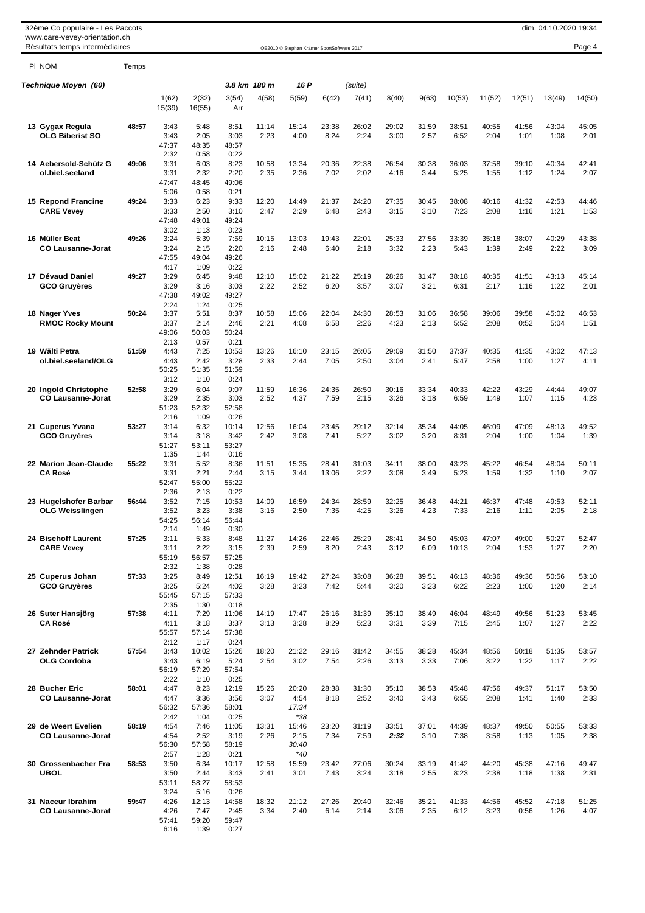32ème Co populaire - Les Paccots
www.care-vevey-orientation.ch
Résultats temps intermédiaires

dim. 04.10.2020 19:34

OE2010 © Stephan Krämer SportSoftware 2017

| Pl NOM | Temps | | | | | | | | | | | | | | |
|---|---|---|---|---|---|---|---|---|---|---|---|---|---|---|---|
| **Technique Moyen (60)** | | | | *3.8 km* | *180 m* | *16 P* | | *(suite)* | | | | | | | |
| | | 1(62) | 2(32) | 3(54) | 4(58) | 5(59) | 6(42) | 7(41) | 8(40) | 9(63) | 10(53) | 11(52) | 12(51) | 13(49) | 14(50) |
| | | 15(39) | 16(55) | Arr | | | | | | | | | | | |
| 13 **Gygax Regula** | **48:57** | 3:43 | 5:48 | 8:51 | 11:14 | 15:14 | 23:38 | 26:02 | 29:02 | 31:59 | 38:51 | 40:55 | 41:56 | 43:04 | 45:05 |
| **OLG Biberist SO** | | 3:43 | 2:05 | 3:03 | 2:23 | 4:00 | 8:24 | 2:24 | 3:00 | 2:57 | 6:52 | 2:04 | 1:01 | 1:08 | 2:01 |
| | | 47:37 | 48:35 | 48:57 | | | | | | | | | | | |
| | | 2:32 | 0:58 | 0:22 | | | | | | | | | | | |
| 14 **Aebersold-Schütz G** | **49:06** | 3:31 | 6:03 | 8:23 | 10:58 | 13:34 | 20:36 | 22:38 | 26:54 | 30:38 | 36:03 | 37:58 | 39:10 | 40:34 | 42:41 |
| **ol.biel.seeland** | | 3:31 | 2:32 | 2:20 | 2:35 | 2:36 | 7:02 | 2:02 | 4:16 | 3:44 | 5:25 | 1:55 | 1:12 | 1:24 | 2:07 |
| | | 47:47 | 48:45 | 49:06 | | | | | | | | | | | |
| | | 5:06 | 0:58 | 0:21 | | | | | | | | | | | |
| 15 **Repond Francine** | **49:24** | 3:33 | 6:23 | 9:33 | 12:20 | 14:49 | 21:37 | 24:20 | 27:35 | 30:45 | 38:08 | 40:16 | 41:32 | 42:53 | 44:46 |
| **CARE Vevey** | | 3:33 | 2:50 | 3:10 | 2:47 | 2:29 | 6:48 | 2:43 | 3:15 | 3:10 | 7:23 | 2:08 | 1:16 | 1:21 | 1:53 |
| | | 47:48 | 49:01 | 49:24 | | | | | | | | | | | |
| | | 3:02 | 1:13 | 0:23 | | | | | | | | | | | |
| 16 **Müller Beat** | **49:26** | 3:24 | 5:39 | 7:59 | 10:15 | 13:03 | 19:43 | 22:01 | 25:33 | 27:56 | 33:39 | 35:18 | 38:07 | 40:29 | 43:38 |
| **CO Lausanne-Jorat** | | 3:24 | 2:15 | 2:20 | 2:16 | 2:48 | 6:40 | 2:18 | 3:32 | 2:23 | 5:43 | 1:39 | 2:49 | 2:22 | 3:09 |
| | | 47:55 | 49:04 | 49:26 | | | | | | | | | | | |
| | | 4:17 | 1:09 | 0:22 | | | | | | | | | | | |
| 17 **Dévaud Daniel** | **49:27** | 3:29 | 6:45 | 9:48 | 12:10 | 15:02 | 21:22 | 25:19 | 28:26 | 31:47 | 38:18 | 40:35 | 41:51 | 43:13 | 45:14 |
| **GCO Gruyères** | | 3:29 | 3:16 | 3:03 | 2:22 | 2:52 | 6:20 | 3:57 | 3:07 | 3:21 | 6:31 | 2:17 | 1:16 | 1:22 | 2:01 |
| | | 47:38 | 49:02 | 49:27 | | | | | | | | | | | |
| | | 2:24 | 1:24 | 0:25 | | | | | | | | | | | |
| 18 **Nager Yves** | **50:24** | 3:37 | 5:51 | 8:37 | 10:58 | 15:06 | 22:04 | 24:30 | 28:53 | 31:06 | 36:58 | 39:06 | 39:58 | 45:02 | 46:53 |
| **RMOC Rocky Mount** | | 3:37 | 2:14 | 2:46 | 2:21 | 4:08 | 6:58 | 2:26 | 4:23 | 2:13 | 5:52 | 2:08 | 0:52 | 5:04 | 1:51 |
| | | 49:06 | 50:03 | 50:24 | | | | | | | | | | | |
| | | 2:13 | 0:57 | 0:21 | | | | | | | | | | | |
| 19 **Wälti Petra** | **51:59** | 4:43 | 7:25 | 10:53 | 13:26 | 16:10 | 23:15 | 26:05 | 29:09 | 31:50 | 37:37 | 40:35 | 41:35 | 43:02 | 47:13 |
| **ol.biel.seeland/OLG** | | 4:43 | 2:42 | 3:28 | 2:33 | 2:44 | 7:05 | 2:50 | 3:04 | 2:41 | 5:47 | 2:58 | 1:00 | 1:27 | 4:11 |
| | | 50:25 | 51:35 | 51:59 | | | | | | | | | | | |
| | | 3:12 | 1:10 | 0:24 | | | | | | | | | | | |
| 20 **Ingold Christophe** | **52:58** | 3:29 | 6:04 | 9:07 | 11:59 | 16:36 | 24:35 | 26:50 | 30:16 | 33:34 | 40:33 | 42:22 | 43:29 | 44:44 | 49:07 |
| **CO Lausanne-Jorat** | | 3:29 | 2:35 | 3:03 | 2:52 | 4:37 | 7:59 | 2:15 | 3:26 | 3:18 | 6:59 | 1:49 | 1:07 | 1:15 | 4:23 |
| | | 51:23 | 52:32 | 52:58 | | | | | | | | | | | |
| | | 2:16 | 1:09 | 0:26 | | | | | | | | | | | |
| 21 **Cuperus Yvana** | **53:27** | 3:14 | 6:32 | 10:14 | 12:56 | 16:04 | 23:45 | 29:12 | 32:14 | 35:34 | 44:05 | 46:09 | 47:09 | 48:13 | 49:52 |
| **GCO Gruyères** | | 3:14 | 3:18 | 3:42 | 2:42 | 3:08 | 7:41 | 5:27 | 3:02 | 3:20 | 8:31 | 2:04 | 1:00 | 1:04 | 1:39 |
| | | 51:27 | 53:11 | 53:27 | | | | | | | | | | | |
| | | 1:35 | 1:44 | 0:16 | | | | | | | | | | | |
| 22 **Marion Jean-Claude** | **55:22** | 3:31 | 5:52 | 8:36 | 11:51 | 15:35 | 28:41 | 31:03 | 34:11 | 38:00 | 43:23 | 45:22 | 46:54 | 48:04 | 50:11 |
| **CA Rosé** | | 3:31 | 2:21 | 2:44 | 3:15 | 3:44 | 13:06 | 2:22 | 3:08 | 3:49 | 5:23 | 1:59 | 1:32 | 1:10 | 2:07 |
| | | 52:47 | 55:00 | 55:22 | | | | | | | | | | | |
| | | 2:36 | 2:13 | 0:22 | | | | | | | | | | | |
| 23 **Hugelshofer Barbar** | **56:44** | 3:52 | 7:15 | 10:53 | 14:09 | 16:59 | 24:34 | 28:59 | 32:25 | 36:48 | 44:21 | 46:37 | 47:48 | 49:53 | 52:11 |
| **OLG Weisslingen** | | 3:52 | 3:23 | 3:38 | 3:16 | 2:50 | 7:35 | 4:25 | 3:26 | 4:23 | 7:33 | 2:16 | 1:11 | 2:05 | 2:18 |
| | | 54:25 | 56:14 | 56:44 | | | | | | | | | | | |
| | | 2:14 | 1:49 | 0:30 | | | | | | | | | | | |
| 24 **Bischoff Laurent** | **57:25** | 3:11 | 5:33 | 8:48 | 11:27 | 14:26 | 22:46 | 25:29 | 28:41 | 34:50 | 45:03 | 47:07 | 49:00 | 50:27 | 52:47 |
| **CARE Vevey** | | 3:11 | 2:22 | 3:15 | 2:39 | 2:59 | 8:20 | 2:43 | 3:12 | 6:09 | 10:13 | 2:04 | 1:53 | 1:27 | 2:20 |
| | | 55:19 | 56:57 | 57:25 | | | | | | | | | | | |
| | | 2:32 | 1:38 | 0:28 | | | | | | | | | | | |
| 25 **Cuperus Johan** | **57:33** | 3:25 | 8:49 | 12:51 | 16:19 | 19:42 | 27:24 | 33:08 | 36:28 | 39:51 | 46:13 | 48:36 | 49:36 | 50:56 | 53:10 |
| **GCO Gruyères** | | 3:25 | 5:24 | 4:02 | 3:28 | 3:23 | 7:42 | 5:44 | 3:20 | 3:23 | 6:22 | 2:23 | 1:00 | 1:20 | 2:14 |
| | | 55:45 | 57:15 | 57:33 | | | | | | | | | | | |
| | | 2:35 | 1:30 | 0:18 | | | | | | | | | | | |
| 26 **Suter Hansjörg** | **57:38** | 4:11 | 7:29 | 11:06 | 14:19 | 17:47 | 26:16 | 31:39 | 35:10 | 38:49 | 46:04 | 48:49 | 49:56 | 51:23 | 53:45 |
| **CA Rosé** | | 4:11 | 3:18 | 3:37 | 3:13 | 3:28 | 8:29 | 5:23 | 3:31 | 3:39 | 7:15 | 2:45 | 1:07 | 1:27 | 2:22 |
| | | 55:57 | 57:14 | 57:38 | | | | | | | | | | | |
| | | 2:12 | 1:17 | 0:24 | | | | | | | | | | | |
| 27 **Zehnder Patrick** | **57:54** | 3:43 | 10:02 | 15:26 | 18:20 | 21:22 | 29:16 | 31:42 | 34:55 | 38:28 | 45:34 | 48:56 | 50:18 | 51:35 | 53:57 |
| **OLG Cordoba** | | 3:43 | 6:19 | 5:24 | 2:54 | 3:02 | 7:54 | 2:26 | 3:13 | 3:33 | 7:06 | 3:22 | 1:22 | 1:17 | 2:22 |
| | | 56:19 | 57:29 | 57:54 | | | | | | | | | | | |
| | | 2:22 | 1:10 | 0:25 | | | | | | | | | | | |
| 28 **Bucher Eric** | **58:01** | 4:47 | 8:23 | 12:19 | 15:26 | 20:20 | 28:38 | 31:30 | 35:10 | 38:53 | 45:48 | 47:56 | 49:37 | 51:17 | 53:50 |
| **CO Lausanne-Jorat** | | 4:47 | 3:36 | 3:56 | 3:07 | 4:54 | 8:18 | 2:52 | 3:40 | 3:43 | 6:55 | 2:08 | 1:41 | 1:40 | 2:33 |
| | | 56:32 | 57:36 | 58:01 | | *17:34* | | | | | | | | | |
| | | 2:42 | 1:04 | 0:25 | | *\*38* | | | | | | | | | |
| 29 **de Weert Evelien** | **58:19** | 4:54 | 7:46 | 11:05 | 13:31 | 15:46 | 23:20 | 31:19 | 33:51 | 37:01 | 44:39 | 48:37 | 49:50 | 50:55 | 53:33 |
| **CO Lausanne-Jorat** | | 4:54 | 2:52 | 3:19 | 2:26 | 2:15 | 7:34 | 7:59 | ***2:32*** | 3:10 | 7:38 | 3:58 | 1:13 | 1:05 | 2:38 |
| | | 56:30 | 57:58 | 58:19 | | *30:40* | | | | | | | | | |
| | | 2:57 | 1:28 | 0:21 | | *\*40* | | | | | | | | | |
| 30 **Grossenbacher Fra** | **58:53** | 3:50 | 6:34 | 10:17 | 12:58 | 15:59 | 23:42 | 27:06 | 30:24 | 33:19 | 41:42 | 44:20 | 45:38 | 47:16 | 49:47 |
| **UBOL** | | 3:50 | 2:44 | 3:43 | 2:41 | 3:01 | 7:43 | 3:24 | 3:18 | 2:55 | 8:23 | 2:38 | 1:18 | 1:38 | 2:31 |
| | | 53:11 | 58:27 | 58:53 | | | | | | | | | | | |
| | | 3:24 | 5:16 | 0:26 | | | | | | | | | | | |
| 31 **Naceur Ibrahim** | **59:47** | 4:26 | 12:13 | 14:58 | 18:32 | 21:12 | 27:26 | 29:40 | 32:46 | 35:21 | 41:33 | 44:56 | 45:52 | 47:18 | 51:25 |
| **CO Lausanne-Jorat** | | 4:26 | 7:47 | 2:45 | 3:34 | 2:40 | 6:14 | 2:14 | 3:06 | 2:35 | 6:12 | 3:23 | 0:56 | 1:26 | 4:07 |
| | | 57:41 | 59:20 | 59:47 | | | | | | | | | | | |
| | | 6:16 | 1:39 | 0:27 | | | | | | | | | | | |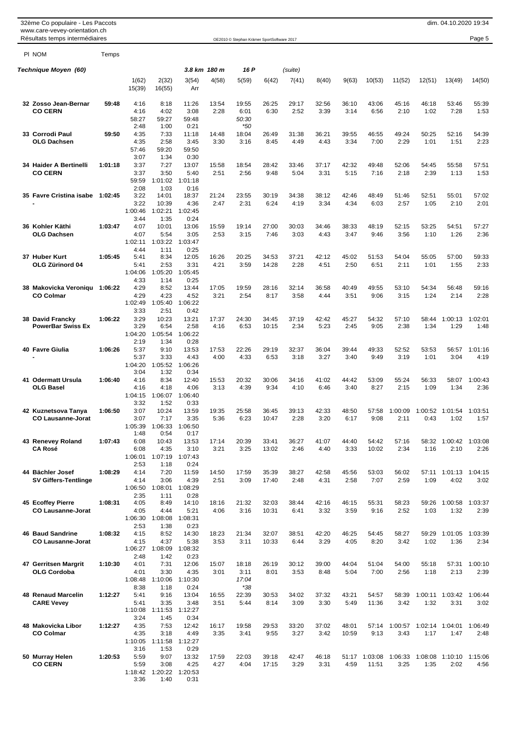32ème Co populaire - Les Paccots
www.care-vevey-orientation.ch
Résultats temps intermédiaires

dim. 04.10.2020 19:34

OE2010 © Stephan Krämer SportSoftware 2017

## Technique Moyen (60) — 3.8 km 180 m 16 P (suite)

| Pl | NOM | Temps | 1(62) | 2(32) | 3(54) | 4(58) | 5(59) | 6(42) | 7(41) | 8(40) | 9(63) | 10(53) | 11(52) | 12(51) | 13(49) | 14(50) |
|---|---|---|---|---|---|---|---|---|---|---|---|---|---|---|---|---|
| | | | 15(39) | 16(55) | Arr | | | | | | | | | | | |
| 32 | Zosso Jean-Bernar | 59:48 | 4:16 | 8:18 | 11:26 | 13:54 | 19:55 | 26:25 | 29:17 | 32:56 | 36:10 | 43:06 | 45:16 | 46:18 | 53:46 | 55:39 |
| | CO CERN | | 4:16 | 4:02 | 3:08 | 2:28 | 6:01 | 6:30 | 2:52 | 3:39 | 3:14 | 6:56 | 2:10 | 1:02 | 7:28 | 1:53 |
| | | | 58:27 | 59:27 | 59:48 | | 50:30 | | | | | | | | | |
| | | | 2:48 | 1:00 | 0:21 | | *50 | | | | | | | | | |
| 33 | Corrodi Paul | 59:50 | 4:35 | 7:33 | 11:18 | 14:48 | 18:04 | 26:49 | 31:38 | 36:21 | 39:55 | 46:55 | 49:24 | 50:25 | 52:16 | 54:39 |
| | OLG Dachsen | | 4:35 | 2:58 | 3:45 | 3:30 | 3:16 | 8:45 | 4:49 | 4:43 | 3:34 | 7:00 | 2:29 | 1:01 | 1:51 | 2:23 |
| | | | 57:46 | 59:20 | 59:50 | | | | | | | | | | | |
| | | | 3:07 | 1:34 | 0:30 | | | | | | | | | | | |
| 34 | Haider A Bertinelli | 1:01:18 | 3:37 | 7:27 | 13:07 | 15:58 | 18:54 | 28:42 | 33:46 | 37:17 | 42:32 | 49:48 | 52:06 | 54:45 | 55:58 | 57:51 |
| | CO CERN | | 3:37 | 3:50 | 5:40 | 2:51 | 2:56 | 9:48 | 5:04 | 3:31 | 5:15 | 7:16 | 2:18 | 2:39 | 1:13 | 1:53 |
| | | | 59:59 | 1:01:02 | 1:01:18 | | | | | | | | | | | |
| | | | 2:08 | 1:03 | 0:16 | | | | | | | | | | | |
| 35 | Favre Cristina isabe | 1:02:45 | 3:22 | 14:01 | 18:37 | 21:24 | 23:55 | 30:19 | 34:38 | 38:12 | 42:46 | 48:49 | 51:46 | 52:51 | 55:01 | 57:02 |
| | - | | 3:22 | 10:39 | 4:36 | 2:47 | 2:31 | 6:24 | 4:19 | 3:34 | 4:34 | 6:03 | 2:57 | 1:05 | 2:10 | 2:01 |
| | | | 1:00:46 | 1:02:21 | 1:02:45 | | | | | | | | | | | |
| | | | 3:44 | 1:35 | 0:24 | | | | | | | | | | | |
| 36 | Kohler Käthi | 1:03:47 | 4:07 | 10:01 | 13:06 | 15:59 | 19:14 | 27:00 | 30:03 | 34:46 | 38:33 | 48:19 | 52:15 | 53:25 | 54:51 | 57:27 |
| | OLG Dachsen | | 4:07 | 5:54 | 3:05 | 2:53 | 3:15 | 7:46 | 3:03 | 4:43 | 3:47 | 9:46 | 3:56 | 1:10 | 1:26 | 2:36 |
| | | | 1:02:11 | 1:03:22 | 1:03:47 | | | | | | | | | | | |
| | | | 4:44 | 1:11 | 0:25 | | | | | | | | | | | |
| 37 | Huber Kurt | 1:05:45 | 5:41 | 8:34 | 12:05 | 16:26 | 20:25 | 34:53 | 37:21 | 42:12 | 45:02 | 51:53 | 54:04 | 55:05 | 57:00 | 59:33 |
| | OLG Zürinord 04 | | 5:41 | 2:53 | 3:31 | 4:21 | 3:59 | 14:28 | 2:28 | 4:51 | 2:50 | 6:51 | 2:11 | 1:01 | 1:55 | 2:33 |
| | | | 1:04:06 | 1:05:20 | 1:05:45 | | | | | | | | | | | |
| | | | 4:33 | 1:14 | 0:25 | | | | | | | | | | | |
| 38 | Makovicka Veroniqu | 1:06:22 | 4:29 | 8:52 | 13:44 | 17:05 | 19:59 | 28:16 | 32:14 | 36:58 | 40:49 | 49:55 | 53:10 | 54:34 | 56:48 | 59:16 |
| | CO Colmar | | 4:29 | 4:23 | 4:52 | 3:21 | 2:54 | 8:17 | 3:58 | 4:44 | 3:51 | 9:06 | 3:15 | 1:24 | 2:14 | 2:28 |
| | | | 1:02:49 | 1:05:40 | 1:06:22 | | | | | | | | | | | |
| | | | 3:33 | 2:51 | 0:42 | | | | | | | | | | | |
| 38 | David Francky | 1:06:22 | 3:29 | 10:23 | 13:21 | 17:37 | 24:30 | 34:45 | 37:19 | 42:42 | 45:27 | 54:32 | 57:10 | 58:44 | 1:00:13 | 1:02:01 |
| | PowerBar Swiss Ex | | 3:29 | 6:54 | 2:58 | 4:16 | 6:53 | 10:15 | 2:34 | 5:23 | 2:45 | 9:05 | 2:38 | 1:34 | 1:29 | 1:48 |
| | | | 1:04:20 | 1:05:54 | 1:06:22 | | | | | | | | | | | |
| | | | 2:19 | 1:34 | 0:28 | | | | | | | | | | | |
| 40 | Favre Giulia | 1:06:26 | 5:37 | 9:10 | 13:53 | 17:53 | 22:26 | 29:19 | 32:37 | 36:04 | 39:44 | 49:33 | 52:52 | 53:53 | 56:57 | 1:01:16 |
| | - | | 5:37 | 3:33 | 4:43 | 4:00 | 4:33 | 6:53 | 3:18 | 3:27 | 3:40 | 9:49 | 3:19 | 1:01 | 3:04 | 4:19 |
| | | | 1:04:20 | 1:05:52 | 1:06:26 | | | | | | | | | | | |
| | | | 3:04 | 1:32 | 0:34 | | | | | | | | | | | |
| 41 | Odermatt Ursula | 1:06:40 | 4:16 | 8:34 | 12:40 | 15:53 | 20:32 | 30:06 | 34:16 | 41:02 | 44:42 | 53:09 | 55:24 | 56:33 | 58:07 | 1:00:43 |
| | OLG Basel | | 4:16 | 4:18 | 4:06 | 3:13 | 4:39 | 9:34 | 4:10 | 6:46 | 3:40 | 8:27 | 2:15 | 1:09 | 1:34 | 2:36 |
| | | | 1:04:15 | 1:06:07 | 1:06:40 | | | | | | | | | | | |
| | | | 3:32 | 1:52 | 0:33 | | | | | | | | | | | |
| 42 | Kuznetsova Tanya | 1:06:50 | 3:07 | 10:24 | 13:59 | 19:35 | 25:58 | 36:45 | 39:13 | 42:33 | 48:50 | 57:58 | 1:00:09 | 1:00:52 | 1:01:54 | 1:03:51 |
| | CO Lausanne-Jorat | | 3:07 | 7:17 | 3:35 | 5:36 | 6:23 | 10:47 | 2:28 | 3:20 | 6:17 | 9:08 | 2:11 | 0:43 | 1:02 | 1:57 |
| | | | 1:05:39 | 1:06:33 | 1:06:50 | | | | | | | | | | | |
| | | | 1:48 | 0:54 | 0:17 | | | | | | | | | | | |
| 43 | Renevey Roland | 1:07:43 | 6:08 | 10:43 | 13:53 | 17:14 | 20:39 | 33:41 | 36:27 | 41:07 | 44:40 | 54:42 | 57:16 | 58:32 | 1:00:42 | 1:03:08 |
| | CA Rosé | | 6:08 | 4:35 | 3:10 | 3:21 | 3:25 | 13:02 | 2:46 | 4:40 | 3:33 | 10:02 | 2:34 | 1:16 | 2:10 | 2:26 |
| | | | 1:06:01 | 1:07:19 | 1:07:43 | | | | | | | | | | | |
| | | | 2:53 | 1:18 | 0:24 | | | | | | | | | | | |
| 44 | Bächler Josef | 1:08:29 | 4:14 | 7:20 | 11:59 | 14:50 | 17:59 | 35:39 | 38:27 | 42:58 | 45:56 | 53:03 | 56:02 | 57:11 | 1:01:13 | 1:04:15 |
| | SV Giffers-Tentlinge | | 4:14 | 3:06 | 4:39 | 2:51 | 3:09 | 17:40 | 2:48 | 4:31 | 2:58 | 7:07 | 2:59 | 1:09 | 4:02 | 3:02 |
| | | | 1:06:50 | 1:08:01 | 1:08:29 | | | | | | | | | | | |
| | | | 2:35 | 1:11 | 0:28 | | | | | | | | | | | |
| 45 | Ecoffey Pierre | 1:08:31 | 4:05 | 8:49 | 14:10 | 18:16 | 21:32 | 32:03 | 38:44 | 42:16 | 46:15 | 55:31 | 58:23 | 59:26 | 1:00:58 | 1:03:37 |
| | CO Lausanne-Jorat | | 4:05 | 4:44 | 5:21 | 4:06 | 3:16 | 10:31 | 6:41 | 3:32 | 3:59 | 9:16 | 2:52 | 1:03 | 1:32 | 2:39 |
| | | | 1:06:30 | 1:08:08 | 1:08:31 | | | | | | | | | | | |
| | | | 2:53 | 1:38 | 0:23 | | | | | | | | | | | |
| 46 | Baud Sandrine | 1:08:32 | 4:15 | 8:52 | 14:30 | 18:23 | 21:34 | 32:07 | 38:51 | 42:20 | 46:25 | 54:45 | 58:27 | 59:29 | 1:01:05 | 1:03:39 |
| | CO Lausanne-Jorat | | 4:15 | 4:37 | 5:38 | 3:53 | 3:11 | 10:33 | 6:44 | 3:29 | 4:05 | 8:20 | 3:42 | 1:02 | 1:36 | 2:34 |
| | | | 1:06:27 | 1:08:09 | 1:08:32 | | | | | | | | | | | |
| | | | 2:48 | 1:42 | 0:23 | | | | | | | | | | | |
| 47 | Gerritsen Margrit | 1:10:30 | 4:01 | 7:31 | 12:06 | 15:07 | 18:18 | 26:19 | 30:12 | 39:00 | 44:04 | 51:04 | 54:00 | 55:18 | 57:31 | 1:00:10 |
| | OLG Cordoba | | 4:01 | 3:30 | 4:35 | 3:01 | 3:11 | 8:01 | 3:53 | 8:48 | 5:04 | 7:00 | 2:56 | 1:18 | 2:13 | 2:39 |
| | | | 1:08:48 | 1:10:06 | 1:10:30 | | 17:04 | | | | | | | | | |
| | | | 8:38 | 1:18 | 0:24 | | *38 | | | | | | | | | |
| 48 | Renaud Marcelin | 1:12:27 | 5:41 | 9:16 | 13:04 | 16:55 | 22:39 | 30:53 | 34:02 | 37:32 | 43:21 | 54:57 | 58:39 | 1:00:11 | 1:03:42 | 1:06:44 |
| | CARE Vevey | | 5:41 | 3:35 | 3:48 | 3:51 | 5:44 | 8:14 | 3:09 | 3:30 | 5:49 | 11:36 | 3:42 | 1:32 | 3:31 | 3:02 |
| | | | 1:10:08 | 1:11:53 | 1:12:27 | | | | | | | | | | | |
| | | | 3:24 | 1:45 | 0:34 | | | | | | | | | | | |
| 48 | Makovicka Libor | 1:12:27 | 4:35 | 7:53 | 12:42 | 16:17 | 19:58 | 29:53 | 33:20 | 37:02 | 48:01 | 57:14 | 1:00:57 | 1:02:14 | 1:04:01 | 1:06:49 |
| | CO Colmar | | 4:35 | 3:18 | 4:49 | 3:35 | 3:41 | 9:55 | 3:27 | 3:42 | 10:59 | 9:13 | 3:43 | 1:17 | 1:47 | 2:48 |
| | | | 1:10:05 | 1:11:58 | 1:12:27 | | | | | | | | | | | |
| | | | 3:16 | 1:53 | 0:29 | | | | | | | | | | | |
| 50 | Murray Helen | 1:20:53 | 5:59 | 9:07 | 13:32 | 17:59 | 22:03 | 39:18 | 42:47 | 46:18 | 51:17 | 1:03:08 | 1:06:33 | 1:08:08 | 1:10:10 | 1:15:06 |
| | CO CERN | | 5:59 | 3:08 | 4:25 | 4:27 | 4:04 | 17:15 | 3:29 | 3:31 | 4:59 | 11:51 | 3:25 | 1:35 | 2:02 | 4:56 |
| | | | 1:18:42 | 1:20:22 | 1:20:53 | | | | | | | | | | | |
| | | | 3:36 | 1:40 | 0:31 | | | | | | | | | | | |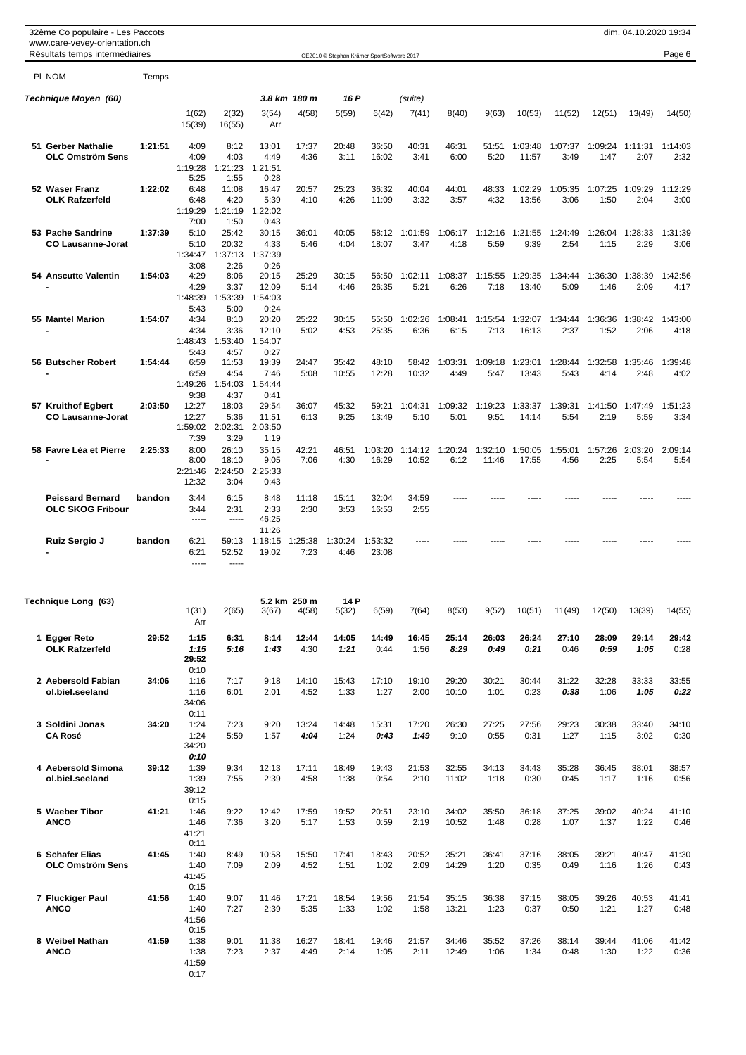## Technique Moyen (60) — 3.8 km 180 m 16 P (suite)

| Pl | NOM | Temps | 1(62) | 2(32) | 3(54) | 4(58) | 5(59) | 6(42) | 7(41) | 8(40) | 9(63) | 10(53) | 11(52) | 12(51) | 13(49) | 14(50) |
|---|---|---|---|---|---|---|---|---|---|---|---|---|---|---|---|---|
| | | | 15(39) | 16(55) | Arr | | | | | | | | | | | |
| 51 | Gerber Nathalie | 1:21:51 | 4:09 | 8:12 | 13:01 | 17:37 | 20:48 | 36:50 | 40:31 | 46:31 | 51:51 | 1:03:48 | 1:07:37 | 1:09:24 | 1:11:31 | 1:14:03 |
| | OLC Omström Sens | | 4:09 | 4:03 | 4:49 | 4:36 | 3:11 | 16:02 | 3:41 | 6:00 | 5:20 | 11:57 | 3:49 | 1:47 | 2:07 | 2:32 |
| | | | 1:19:28 | 1:21:23 | 1:21:51 | | | | | | | | | | | |
| | | | 5:25 | 1:55 | 0:28 | | | | | | | | | | | |
| 52 | Waser Franz | 1:22:02 | 6:48 | 11:08 | 16:47 | 20:57 | 25:23 | 36:32 | 40:04 | 44:01 | 48:33 | 1:02:29 | 1:05:35 | 1:07:25 | 1:09:29 | 1:12:29 |
| | OLK Rafzerfeld | | 6:48 | 4:20 | 5:39 | 4:10 | 4:26 | 11:09 | 3:32 | 3:57 | 4:32 | 13:56 | 3:06 | 1:50 | 2:04 | 3:00 |
| | | | 1:19:29 | 1:21:19 | 1:22:02 | | | | | | | | | | | |
| | | | 7:00 | 1:50 | 0:43 | | | | | | | | | | | |
| 53 | Pache Sandrine | 1:37:39 | 5:10 | 25:42 | 30:15 | 36:01 | 40:05 | 58:12 | 1:01:59 | 1:06:17 | 1:12:16 | 1:21:55 | 1:24:49 | 1:26:04 | 1:28:33 | 1:31:39 |
| | CO Lausanne-Jorat | | 5:10 | 20:32 | 4:33 | 5:46 | 4:04 | 18:07 | 3:47 | 4:18 | 5:59 | 9:39 | 2:54 | 1:15 | 2:29 | 3:06 |
| | | | 1:34:47 | 1:37:13 | 1:37:39 | | | | | | | | | | | |
| | | | 3:08 | 2:26 | 0:26 | | | | | | | | | | | |
| 54 | Anscutte Valentin | 1:54:03 | 4:29 | 8:06 | 20:15 | 25:29 | 30:15 | 56:50 | 1:02:11 | 1:08:37 | 1:15:55 | 1:29:35 | 1:34:44 | 1:36:30 | 1:38:39 | 1:42:56 |
| | - | | 4:29 | 3:37 | 12:09 | 5:14 | 4:46 | 26:35 | 5:21 | 6:26 | 7:18 | 13:40 | 5:09 | 1:46 | 2:09 | 4:17 |
| | | | 1:48:39 | 1:53:39 | 1:54:03 | | | | | | | | | | | |
| | | | 5:43 | 5:00 | 0:24 | | | | | | | | | | | |
| 55 | Mantel Marion | 1:54:07 | 4:34 | 8:10 | 20:20 | 25:22 | 30:15 | 55:50 | 1:02:26 | 1:08:41 | 1:15:54 | 1:32:07 | 1:34:44 | 1:36:36 | 1:38:42 | 1:43:00 |
| | - | | 4:34 | 3:36 | 12:10 | 5:02 | 4:53 | 25:35 | 6:36 | 6:15 | 7:13 | 16:13 | 2:37 | 1:52 | 2:06 | 4:18 |
| | | | 1:48:43 | 1:53:40 | 1:54:07 | | | | | | | | | | | |
| | | | 5:43 | 4:57 | 0:27 | | | | | | | | | | | |
| 56 | Butscher Robert | 1:54:44 | 6:59 | 11:53 | 19:39 | 24:47 | 35:42 | 48:10 | 58:42 | 1:03:31 | 1:09:18 | 1:23:01 | 1:28:44 | 1:32:58 | 1:35:46 | 1:39:48 |
| | - | | 6:59 | 4:54 | 7:46 | 5:08 | 10:55 | 12:28 | 10:32 | 4:49 | 5:47 | 13:43 | 5:43 | 4:14 | 2:48 | 4:02 |
| | | | 1:49:26 | 1:54:03 | 1:54:44 | | | | | | | | | | | |
| | | | 9:38 | 4:37 | 0:41 | | | | | | | | | | | |
| 57 | Kruithof Egbert | 2:03:50 | 12:27 | 18:03 | 29:54 | 36:07 | 45:32 | 59:21 | 1:04:31 | 1:09:32 | 1:19:23 | 1:33:37 | 1:39:31 | 1:41:50 | 1:47:49 | 1:51:23 |
| | CO Lausanne-Jorat | | 12:27 | 5:36 | 11:51 | 6:13 | 9:25 | 13:49 | 5:10 | 5:01 | 9:51 | 14:14 | 5:54 | 2:19 | 5:59 | 3:34 |
| | | | 1:59:02 | 2:02:31 | 2:03:50 | | | | | | | | | | | |
| | | | 7:39 | 3:29 | 1:19 | | | | | | | | | | | |
| 58 | Favre Léa et Pierre | 2:25:33 | 8:00 | 26:10 | 35:15 | 42:21 | 46:51 | 1:03:20 | 1:14:12 | 1:20:24 | 1:32:10 | 1:50:05 | 1:55:01 | 1:57:26 | 2:03:20 | 2:09:14 |
| | - | | 8:00 | 18:10 | 9:05 | 7:06 | 4:30 | 16:29 | 10:52 | 6:12 | 11:46 | 17:55 | 4:56 | 2:25 | 5:54 | 5:54 |
| | | | 2:21:46 | 2:24:50 | 2:25:33 | | | | | | | | | | | |
| | | | 12:32 | 3:04 | 0:43 | | | | | | | | | | | |
| | Peissard Bernard | bandon | 3:44 | 6:15 | 8:48 | 11:18 | 15:11 | 32:04 | 34:59 | ----- | ----- | ----- | ----- | ----- | ----- | ----- |
| | OLC SKOG Fribour | | 3:44 | 2:31 | 2:33 | 2:30 | 3:53 | 16:53 | 2:55 | | | | | | | |
| | | | ----- | ----- | 46:25 | | | | | | | | | | | |
| | | | | | 11:26 | | | | | | | | | | | |
| | Ruiz Sergio J | bandon | 6:21 | 59:13 | 1:18:15 | 1:25:38 | 1:30:24 | 1:53:32 | ----- | ----- | ----- | ----- | ----- | ----- | ----- | ----- |
| | - | | 6:21 | 52:52 | 19:02 | 7:23 | 4:46 | 23:08 | | | | | | | | |
| | | | ----- | ----- | | | | | | | | | | | | |

## Technique Long (63) — 5.2 km 250 m 14 P

| Pl | NOM | Temps | 1(31) | 2(65) | 3(67) | 4(58) | 5(32) | 6(59) | 7(64) | 8(53) | 9(52) | 10(51) | 11(49) | 12(50) | 13(39) | 14(55) |
|---|---|---|---|---|---|---|---|---|---|---|---|---|---|---|---|---|
| | | | Arr | | | | | | | | | | | | | |
| **1** | **Egger Reto** | **29:52** | **1:15** | **6:31** | **8:14** | **12:44** | **14:05** | **14:49** | **16:45** | **25:14** | **26:03** | **26:24** | **27:10** | **28:09** | **29:14** | **29:42** |
| | **OLK Rafzerfeld** | | ***1:15*** | ***5:16*** | ***1:43*** | 4:30 | ***1:21*** | 0:44 | 1:56 | ***8:29*** | ***0:49*** | ***0:21*** | 0:46 | ***0:59*** | ***1:05*** | 0:28 |
| | | | **29:52** | | | | | | | | | | | | | |
| | | | 0:10 | | | | | | | | | | | | | |
| 2 | Aebersold Fabian | 34:06 | 1:16 | 7:17 | 9:18 | 14:10 | 15:43 | 17:10 | 19:10 | 29:20 | 30:21 | 30:44 | 31:22 | 32:28 | 33:33 | 33:55 |
| | ol.biel.seeland | | 1:16 | 6:01 | 2:01 | 4:52 | 1:33 | 1:27 | 2:00 | 10:10 | 1:01 | 0:23 | ***0:38*** | 1:06 | ***1:05*** | ***0:22*** |
| | | | 34:06 | | | | | | | | | | | | | |
| | | | 0:11 | | | | | | | | | | | | | |
| 3 | Soldini Jonas | 34:20 | 1:24 | 7:23 | 9:20 | 13:24 | 14:48 | 15:31 | 17:20 | 26:30 | 27:25 | 27:56 | 29:23 | 30:38 | 33:40 | 34:10 |
| | CA Rosé | | 1:24 | 5:59 | 1:57 | ***4:04*** | 1:24 | ***0:43*** | ***1:49*** | 9:10 | 0:55 | 0:31 | 1:27 | 1:15 | 3:02 | 0:30 |
| | | | 34:20 | | | | | | | | | | | | | |
| | | | ***0:10*** | | | | | | | | | | | | | |
| 4 | Aebersold Simona | 39:12 | 1:39 | 9:34 | 12:13 | 17:11 | 18:49 | 19:43 | 21:53 | 32:55 | 34:13 | 34:43 | 35:28 | 36:45 | 38:01 | 38:57 |
| | ol.biel.seeland | | 1:39 | 7:55 | 2:39 | 4:58 | 1:38 | 0:54 | 2:10 | 11:02 | 1:18 | 0:30 | 0:45 | 1:17 | 1:16 | 0:56 |
| | | | 39:12 | | | | | | | | | | | | | |
| | | | 0:15 | | | | | | | | | | | | | |
| 5 | Waeber Tibor | 41:21 | 1:46 | 9:22 | 12:42 | 17:59 | 19:52 | 20:51 | 23:10 | 34:02 | 35:50 | 36:18 | 37:25 | 39:02 | 40:24 | 41:10 |
| | ANCO | | 1:46 | 7:36 | 3:20 | 5:17 | 1:53 | 0:59 | 2:19 | 10:52 | 1:48 | 0:28 | 1:07 | 1:37 | 1:22 | 0:46 |
| | | | 41:21 | | | | | | | | | | | | | |
| | | | 0:11 | | | | | | | | | | | | | |
| 6 | Schafer Elias | 41:45 | 1:40 | 8:49 | 10:58 | 15:50 | 17:41 | 18:43 | 20:52 | 35:21 | 36:41 | 37:16 | 38:05 | 39:21 | 40:47 | 41:30 |
| | OLC Omström Sens | | 1:40 | 7:09 | 2:09 | 4:52 | 1:51 | 1:02 | 2:09 | 14:29 | 1:20 | 0:35 | 0:49 | 1:16 | 1:26 | 0:43 |
| | | | 41:45 | | | | | | | | | | | | | |
| | | | 0:15 | | | | | | | | | | | | | |
| 7 | Fluckiger Paul | 41:56 | 1:40 | 9:07 | 11:46 | 17:21 | 18:54 | 19:56 | 21:54 | 35:15 | 36:38 | 37:15 | 38:05 | 39:26 | 40:53 | 41:41 |
| | ANCO | | 1:40 | 7:27 | 2:39 | 5:35 | 1:33 | 1:02 | 1:58 | 13:21 | 1:23 | 0:37 | 0:50 | 1:21 | 1:27 | 0:48 |
| | | | 41:56 | | | | | | | | | | | | | |
| | | | 0:15 | | | | | | | | | | | | | |
| 8 | Weibel Nathan | 41:59 | 1:38 | 9:01 | 11:38 | 16:27 | 18:41 | 19:46 | 21:57 | 34:46 | 35:52 | 37:26 | 38:14 | 39:44 | 41:06 | 41:42 |
| | ANCO | | 1:38 | 7:23 | 2:37 | 4:49 | 2:14 | 1:05 | 2:11 | 12:49 | 1:06 | 1:34 | 0:48 | 1:30 | 1:22 | 0:36 |
| | | | 41:59 | | | | | | | | | | | | | |
| | | | 0:17 | | | | | | | | | | | | | |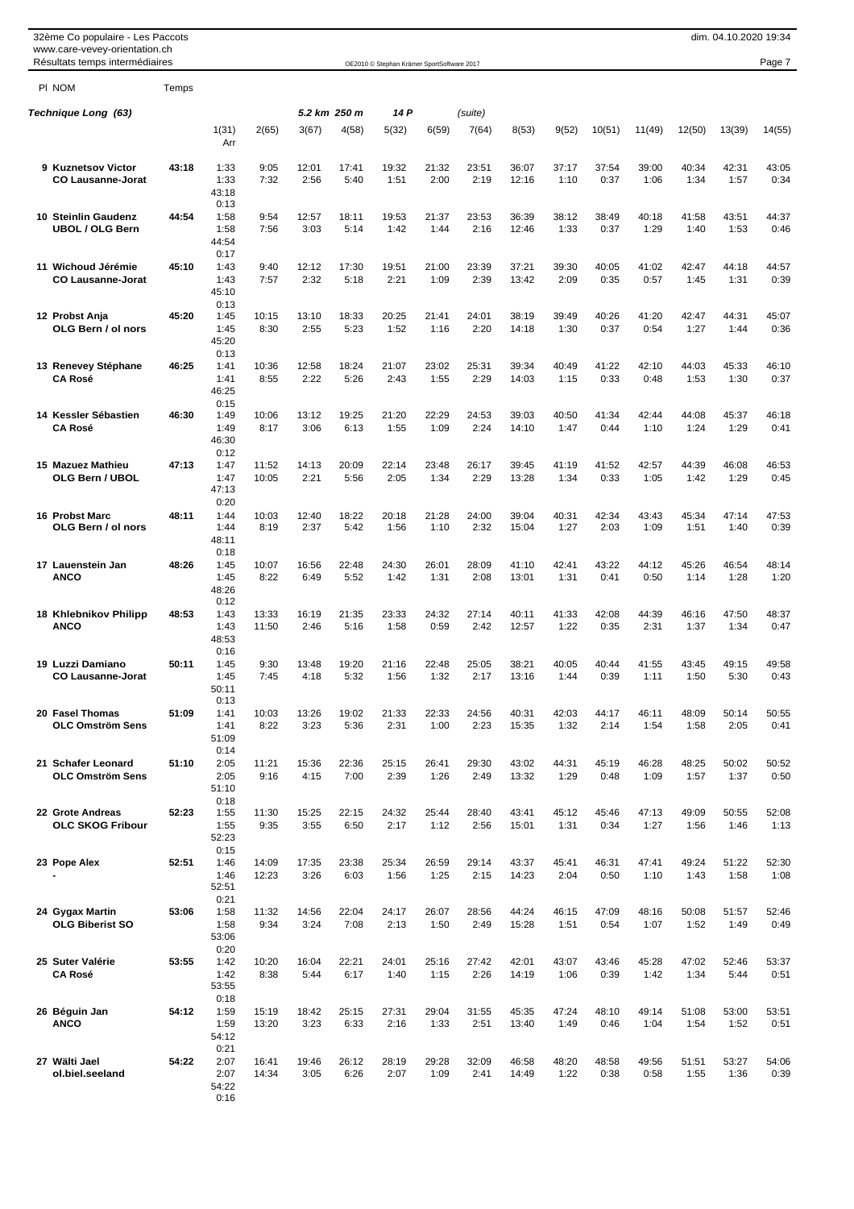32ème Co populaire - Les Paccots
www.care-vevey-orientation.ch
Résultats temps intermédiaires

dim. 04.10.2020 19:34

OE2010 © Stephan Krämer SportSoftware 2017

| Pl | NOM | Temps | | | | | | | | | | | | | | |
|---|---|---|---|---|---|---|---|---|---|---|---|---|---|---|---|---|
| **Technique Long (63)** | | | | | **5.2 km** | **250 m** | **14 P** | | *(suite)* | | | | | | | |
| | | | 1(31) Arr | 2(65) | 3(67) | 4(58) | 5(32) | 6(59) | 7(64) | 8(53) | 9(52) | 10(51) | 11(49) | 12(50) | 13(39) | 14(55) |
| 9 | **Kuznetsov Victor** / **CO Lausanne-Jorat** | **43:18** | 1:33 / 1:33 / 43:18 / 0:13 | 9:05 / 7:32 | 12:01 / 2:56 | 17:41 / 5:40 | 19:32 / 1:51 | 21:32 / 2:00 | 23:51 / 2:19 | 36:07 / 12:16 | 37:17 / 1:10 | 37:54 / 0:37 | 39:00 / 1:06 | 40:34 / 1:34 | 42:31 / 1:57 | 43:05 / 0:34 |
| 10 | **Steinlin Gaudenz** / **UBOL / OLG Bern** | **44:54** | 1:58 / 1:58 / 44:54 / 0:17 | 9:54 / 7:56 | 12:57 / 3:03 | 18:11 / 5:14 | 19:53 / 1:42 | 21:37 / 1:44 | 23:53 / 2:16 | 36:39 / 12:46 | 38:12 / 1:33 | 38:49 / 0:37 | 40:18 / 1:29 | 41:58 / 1:40 | 43:51 / 1:53 | 44:37 / 0:46 |
| 11 | **Wichoud Jérémie** / **CO Lausanne-Jorat** | **45:10** | 1:43 / 1:43 / 45:10 / 0:13 | 9:40 / 7:57 | 12:12 / 2:32 | 17:30 / 5:18 | 19:51 / 2:21 | 21:00 / 1:09 | 23:39 / 2:39 | 37:21 / 13:42 | 39:30 / 2:09 | 40:05 / 0:35 | 41:02 / 0:57 | 42:47 / 1:45 | 44:18 / 1:31 | 44:57 / 0:39 |
| 12 | **Probst Anja** / **OLG Bern / ol nors** | **45:20** | 1:45 / 1:45 / 45:20 / 0:13 | 10:15 / 8:30 | 13:10 / 2:55 | 18:33 / 5:23 | 20:25 / 1:52 | 21:41 / 1:16 | 24:01 / 2:20 | 38:19 / 14:18 | 39:49 / 1:30 | 40:26 / 0:37 | 41:20 / 0:54 | 42:47 / 1:27 | 44:31 / 1:44 | 45:07 / 0:36 |
| 13 | **Renevey Stéphane** / **CA Rosé** | **46:25** | 1:41 / 1:41 / 46:25 / 0:15 | 10:36 / 8:55 | 12:58 / 2:22 | 18:24 / 5:26 | 21:07 / 2:43 | 23:02 / 1:55 | 25:31 / 2:29 | 39:34 / 14:03 | 40:49 / 1:15 | 41:22 / 0:33 | 42:10 / 0:48 | 44:03 / 1:53 | 45:33 / 1:30 | 46:10 / 0:37 |
| 14 | **Kessler Sébastien** / **CA Rosé** | **46:30** | 1:49 / 1:49 / 46:30 / 0:12 | 10:06 / 8:17 | 13:12 / 3:06 | 19:25 / 6:13 | 21:20 / 1:55 | 22:29 / 1:09 | 24:53 / 2:24 | 39:03 / 14:10 | 40:50 / 1:47 | 41:34 / 0:44 | 42:44 / 1:10 | 44:08 / 1:24 | 45:37 / 1:29 | 46:18 / 0:41 |
| 15 | **Mazuez Mathieu** / **OLG Bern / UBOL** | **47:13** | 1:47 / 1:47 / 47:13 / 0:20 | 11:52 / 10:05 | 14:13 / 2:21 | 20:09 / 5:56 | 22:14 / 2:05 | 23:48 / 1:34 | 26:17 / 2:29 | 39:45 / 13:28 | 41:19 / 1:34 | 41:52 / 0:33 | 42:57 / 1:05 | 44:39 / 1:42 | 46:08 / 1:29 | 46:53 / 0:45 |
| 16 | **Probst Marc** / **OLG Bern / ol nors** | **48:11** | 1:44 / 1:44 / 48:11 / 0:18 | 10:03 / 8:19 | 12:40 / 2:37 | 18:22 / 5:42 | 20:18 / 1:56 | 21:28 / 1:10 | 24:00 / 2:32 | 39:04 / 15:04 | 40:31 / 1:27 | 42:34 / 2:03 | 43:43 / 1:09 | 45:34 / 1:51 | 47:14 / 1:40 | 47:53 / 0:39 |
| 17 | **Lauenstein Jan** / **ANCO** | **48:26** | 1:45 / 1:45 / 48:26 / 0:12 | 10:07 / 8:22 | 16:56 / 6:49 | 22:48 / 5:52 | 24:30 / 1:42 | 26:01 / 1:31 | 28:09 / 2:08 | 41:10 / 13:01 | 42:41 / 1:31 | 43:22 / 0:41 | 44:12 / 0:50 | 45:26 / 1:14 | 46:54 / 1:28 | 48:14 / 1:20 |
| 18 | **Khlebnikov Philipp** / **ANCO** | **48:53** | 1:43 / 1:43 / 48:53 / 0:16 | 13:33 / 11:50 | 16:19 / 2:46 | 21:35 / 5:16 | 23:33 / 1:58 | 24:32 / 0:59 | 27:14 / 2:42 | 40:11 / 12:57 | 41:33 / 1:22 | 42:08 / 0:35 | 44:39 / 2:31 | 46:16 / 1:37 | 47:50 / 1:34 | 48:37 / 0:47 |
| 19 | **Luzzi Damiano** / **CO Lausanne-Jorat** | **50:11** | 1:45 / 1:45 / 50:11 / 0:13 | 9:30 / 7:45 | 13:48 / 4:18 | 19:20 / 5:32 | 21:16 / 1:56 | 22:48 / 1:32 | 25:05 / 2:17 | 38:21 / 13:16 | 40:05 / 1:44 | 40:44 / 0:39 | 41:55 / 1:11 | 43:45 / 1:50 | 49:15 / 5:30 | 49:58 / 0:43 |
| 20 | **Fasel Thomas** / **OLC Omström Sens** | **51:09** | 1:41 / 1:41 / 51:09 / 0:14 | 10:03 / 8:22 | 13:26 / 3:23 | 19:02 / 5:36 | 21:33 / 2:31 | 22:33 / 1:00 | 24:56 / 2:23 | 40:31 / 15:35 | 42:03 / 1:32 | 44:17 / 2:14 | 46:11 / 1:54 | 48:09 / 1:58 | 50:14 / 2:05 | 50:55 / 0:41 |
| 21 | **Schafer Leonard** / **OLC Omström Sens** | **51:10** | 2:05 / 2:05 / 51:10 / 0:18 | 11:21 / 9:16 | 15:36 / 4:15 | 22:36 / 7:00 | 25:15 / 2:39 | 26:41 / 1:26 | 29:30 / 2:49 | 43:02 / 13:32 | 44:31 / 1:29 | 45:19 / 0:48 | 46:28 / 1:09 | 48:25 / 1:57 | 50:02 / 1:37 | 50:52 / 0:50 |
| 22 | **Grote Andreas** / **OLC SKOG Fribour** | **52:23** | 1:55 / 1:55 / 52:23 / 0:15 | 11:30 / 9:35 | 15:25 / 3:55 | 22:15 / 6:50 | 24:32 / 2:17 | 25:44 / 1:12 | 28:40 / 2:56 | 43:41 / 15:01 | 45:12 / 1:31 | 45:46 / 0:34 | 47:13 / 1:27 | 49:09 / 1:56 | 50:55 / 1:46 | 52:08 / 1:13 |
| 23 | **Pope Alex** / **-** | **52:51** | 1:46 / 1:46 / 52:51 / 0:21 | 14:09 / 12:23 | 17:35 / 3:26 | 23:38 / 6:03 | 25:34 / 1:56 | 26:59 / 1:25 | 29:14 / 2:15 | 43:37 / 14:23 | 45:41 / 2:04 | 46:31 / 0:50 | 47:41 / 1:10 | 49:24 / 1:43 | 51:22 / 1:58 | 52:30 / 1:08 |
| 24 | **Gygax Martin** / **OLG Biberist SO** | **53:06** | 1:58 / 1:58 / 53:06 / 0:20 | 11:32 / 9:34 | 14:56 / 3:24 | 22:04 / 7:08 | 24:17 / 2:13 | 26:07 / 1:50 | 28:56 / 2:49 | 44:24 / 15:28 | 46:15 / 1:51 | 47:09 / 0:54 | 48:16 / 1:07 | 50:08 / 1:52 | 51:57 / 1:49 | 52:46 / 0:49 |
| 25 | **Suter Valérie** / **CA Rosé** | **53:55** | 1:42 / 1:42 / 53:55 / 0:18 | 10:20 / 8:38 | 16:04 / 5:44 | 22:21 / 6:17 | 24:01 / 1:40 | 25:16 / 1:15 | 27:42 / 2:26 | 42:01 / 14:19 | 43:07 / 1:06 | 43:46 / 0:39 | 45:28 / 1:42 | 47:02 / 1:34 | 52:46 / 5:44 | 53:37 / 0:51 |
| 26 | **Béguin Jan** / **ANCO** | **54:12** | 1:59 / 1:59 / 54:12 / 0:21 | 15:19 / 13:20 | 18:42 / 3:23 | 25:15 / 6:33 | 27:31 / 2:16 | 29:04 / 1:33 | 31:55 / 2:51 | 45:35 / 13:40 | 47:24 / 1:49 | 48:10 / 0:46 | 49:14 / 1:04 | 51:08 / 1:54 | 53:00 / 1:52 | 53:51 / 0:51 |
| 27 | **Wälti Jael** / **ol.biel.seeland** | **54:22** | 2:07 / 2:07 / 54:22 / 0:16 | 16:41 / 14:34 | 19:46 / 3:05 | 26:12 / 6:26 | 28:19 / 2:07 | 29:28 / 1:09 | 32:09 / 2:41 | 46:58 / 14:49 | 48:20 / 1:22 | 48:58 / 0:38 | 49:56 / 0:58 | 51:51 / 1:55 | 53:27 / 1:36 | 54:06 / 0:39 |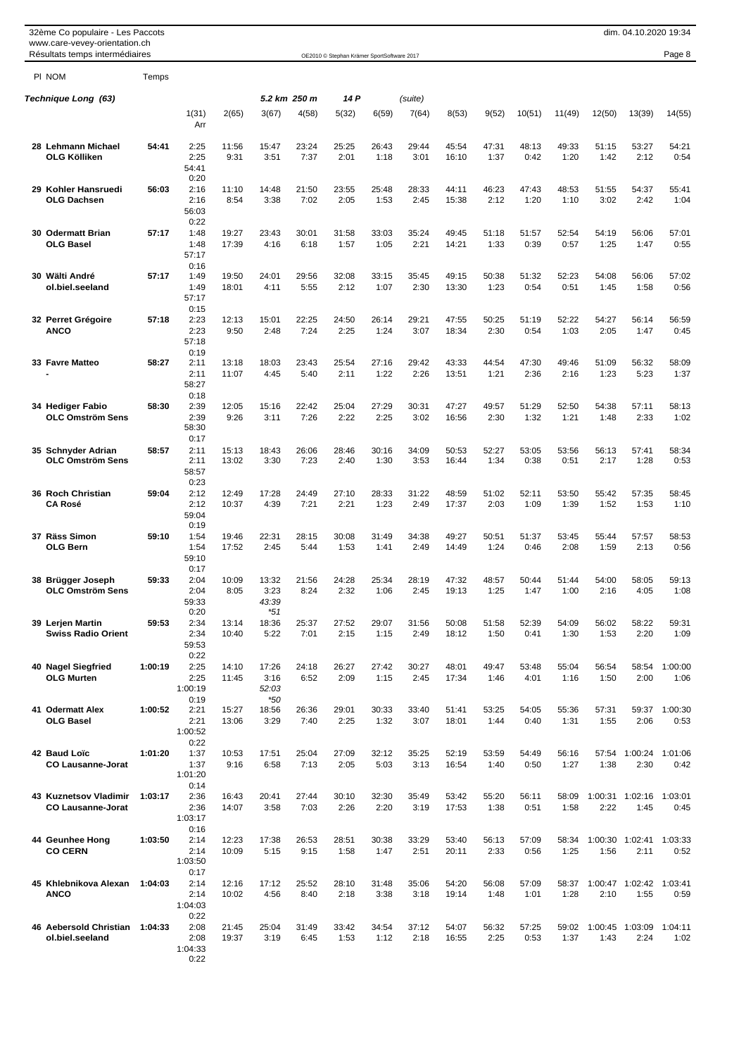32ème Co populaire - Les Paccots
www.care-vevey-orientation.ch
Résultats temps intermédiaires

OE2010 © Stephan Krämer SportSoftware 2017

dim. 04.10.2020 19:34

**Technique Long (63)** 5.2 km 250 m 14 P (suite)

| Pl | NOM | Temps | 1(31) Arr | 2(65) | 3(67) | 4(58) | 5(32) | 6(59) | 7(64) | 8(53) | 9(52) | 10(51) | 11(49) | 12(50) | 13(39) | 14(55) |
|---|---|---|---|---|---|---|---|---|---|---|---|---|---|---|---|---|
| 28 | **Lehmann Michael** | **54:41** | 2:25 | 11:56 | 15:47 | 23:24 | 25:25 | 26:43 | 29:44 | 45:54 | 47:31 | 48:13 | 49:33 | 51:15 | 53:27 | 54:21 |
| | **OLG Kölliken** | | 2:25 | 9:31 | 3:51 | 7:37 | 2:01 | 1:18 | 3:01 | 16:10 | 1:37 | 0:42 | 1:20 | 1:42 | 2:12 | 0:54 |
| | | | 54:41 | | | | | | | | | | | | | |
| | | | 0:20 | | | | | | | | | | | | | |
| 29 | **Kohler Hansruedi** | **56:03** | 2:16 | 11:10 | 14:48 | 21:50 | 23:55 | 25:48 | 28:33 | 44:11 | 46:23 | 47:43 | 48:53 | 51:55 | 54:37 | 55:41 |
| | **OLG Dachsen** | | 2:16 | 8:54 | 3:38 | 7:02 | 2:05 | 1:53 | 2:45 | 15:38 | 2:12 | 1:20 | 1:10 | 3:02 | 2:42 | 1:04 |
| | | | 56:03 | | | | | | | | | | | | | |
| | | | 0:22 | | | | | | | | | | | | | |
| 30 | **Odermatt Brian** | **57:17** | 1:48 | 19:27 | 23:43 | 30:01 | 31:58 | 33:03 | 35:24 | 49:45 | 51:18 | 51:57 | 52:54 | 54:19 | 56:06 | 57:01 |
| | **OLG Basel** | | 1:48 | 17:39 | 4:16 | 6:18 | 1:57 | 1:05 | 2:21 | 14:21 | 1:33 | 0:39 | 0:57 | 1:25 | 1:47 | 0:55 |
| | | | 57:17 | | | | | | | | | | | | | |
| | | | 0:16 | | | | | | | | | | | | | |
| 30 | **Wälti André** | **57:17** | 1:49 | 19:50 | 24:01 | 29:56 | 32:08 | 33:15 | 35:45 | 49:15 | 50:38 | 51:32 | 52:23 | 54:08 | 56:06 | 57:02 |
| | **ol.biel.seeland** | | 1:49 | 18:01 | 4:11 | 5:55 | 2:12 | 1:07 | 2:30 | 13:30 | 1:23 | 0:54 | 0:51 | 1:45 | 1:58 | 0:56 |
| | | | 57:17 | | | | | | | | | | | | | |
| | | | 0:15 | | | | | | | | | | | | | |
| 32 | **Perret Grégoire** | **57:18** | 2:23 | 12:13 | 15:01 | 22:25 | 24:50 | 26:14 | 29:21 | 47:55 | 50:25 | 51:19 | 52:22 | 54:27 | 56:14 | 56:59 |
| | **ANCO** | | 2:23 | 9:50 | 2:48 | 7:24 | 2:25 | 1:24 | 3:07 | 18:34 | 2:30 | 0:54 | 1:03 | 2:05 | 1:47 | 0:45 |
| | | | 57:18 | | | | | | | | | | | | | |
| | | | 0:19 | | | | | | | | | | | | | |
| 33 | **Favre Matteo** | **58:27** | 2:11 | 13:18 | 18:03 | 23:43 | 25:54 | 27:16 | 29:42 | 43:33 | 44:54 | 47:30 | 49:46 | 51:09 | 56:32 | 58:09 |
| | **-** | | 2:11 | 11:07 | 4:45 | 5:40 | 2:11 | 1:22 | 2:26 | 13:51 | 1:21 | 2:36 | 2:16 | 1:23 | 5:23 | 1:37 |
| | | | 58:27 | | | | | | | | | | | | | |
| | | | 0:18 | | | | | | | | | | | | | |
| 34 | **Hediger Fabio** | **58:30** | 2:39 | 12:05 | 15:16 | 22:42 | 25:04 | 27:29 | 30:31 | 47:27 | 49:57 | 51:29 | 52:50 | 54:38 | 57:11 | 58:13 |
| | **OLC Omström Sens** | | 2:39 | 9:26 | 3:11 | 7:26 | 2:22 | 2:25 | 3:02 | 16:56 | 2:30 | 1:32 | 1:21 | 1:48 | 2:33 | 1:02 |
| | | | 58:30 | | | | | | | | | | | | | |
| | | | 0:17 | | | | | | | | | | | | | |
| 35 | **Schnyder Adrian** | **58:57** | 2:11 | 15:13 | 18:43 | 26:06 | 28:46 | 30:16 | 34:09 | 50:53 | 52:27 | 53:05 | 53:56 | 56:13 | 57:41 | 58:34 |
| | **OLC Omström Sens** | | 2:11 | 13:02 | 3:30 | 7:23 | 2:40 | 1:30 | 3:53 | 16:44 | 1:34 | 0:38 | 0:51 | 2:17 | 1:28 | 0:53 |
| | | | 58:57 | | | | | | | | | | | | | |
| | | | 0:23 | | | | | | | | | | | | | |
| 36 | **Roch Christian** | **59:04** | 2:12 | 12:49 | 17:28 | 24:49 | 27:10 | 28:33 | 31:22 | 48:59 | 51:02 | 52:11 | 53:50 | 55:42 | 57:35 | 58:45 |
| | **CA Rosé** | | 2:12 | 10:37 | 4:39 | 7:21 | 2:21 | 1:23 | 2:49 | 17:37 | 2:03 | 1:09 | 1:39 | 1:52 | 1:53 | 1:10 |
| | | | 59:04 | | | | | | | | | | | | | |
| | | | 0:19 | | | | | | | | | | | | | |
| 37 | **Räss Simon** | **59:10** | 1:54 | 19:46 | 22:31 | 28:15 | 30:08 | 31:49 | 34:38 | 49:27 | 50:51 | 51:37 | 53:45 | 55:44 | 57:57 | 58:53 |
| | **OLG Bern** | | 1:54 | 17:52 | 2:45 | 5:44 | 1:53 | 1:41 | 2:49 | 14:49 | 1:24 | 0:46 | 2:08 | 1:59 | 2:13 | 0:56 |
| | | | 59:10 | | | | | | | | | | | | | |
| | | | 0:17 | | | | | | | | | | | | | |
| 38 | **Brügger Joseph** | **59:33** | 2:04 | 10:09 | 13:32 | 21:56 | 24:28 | 25:34 | 28:19 | 47:32 | 48:57 | 50:44 | 51:44 | 54:00 | 58:05 | 59:13 |
| | **OLC Omström Sens** | | 2:04 | 8:05 | 3:23 | 8:24 | 2:32 | 1:06 | 2:45 | 19:13 | 1:25 | 1:47 | 1:00 | 2:16 | 4:05 | 1:08 |
| | | | 59:33 | *43:39* | | | | | | | | | | | | |
| | | | 0:20 | *\*51* | | | | | | | | | | | | |
| 39 | **Lerjen Martin** | **59:53** | 2:34 | 13:14 | 18:36 | 25:37 | 27:52 | 29:07 | 31:56 | 50:08 | 51:58 | 52:39 | 54:09 | 56:02 | 58:22 | 59:31 |
| | **Swiss Radio Orient** | | 2:34 | 10:40 | 5:22 | 7:01 | 2:15 | 1:15 | 2:49 | 18:12 | 1:50 | 0:41 | 1:30 | 1:53 | 2:20 | 1:09 |
| | | | 59:53 | | | | | | | | | | | | | |
| | | | 0:22 | | | | | | | | | | | | | |
| 40 | **Nagel Siegfried** | **1:00:19** | 2:25 | 14:10 | 17:26 | 24:18 | 26:27 | 27:42 | 30:27 | 48:01 | 49:47 | 53:48 | 55:04 | 56:54 | 58:54 | 1:00:00 |
| | **OLG Murten** | | 2:25 | 11:45 | 3:16 | 6:52 | 2:09 | 1:15 | 2:45 | 17:34 | 1:46 | 4:01 | 1:16 | 1:50 | 2:00 | 1:06 |
| | | | 1:00:19 | *52:03* | | | | | | | | | | | | |
| | | | 0:19 | *\*50* | | | | | | | | | | | | |
| 41 | **Odermatt Alex** | **1:00:52** | 2:21 | 15:27 | 18:56 | 26:36 | 29:01 | 30:33 | 33:40 | 51:41 | 53:25 | 54:05 | 55:36 | 57:31 | 59:37 | 1:00:30 |
| | **OLG Basel** | | 2:21 | 13:06 | 3:29 | 7:40 | 2:25 | 1:32 | 3:07 | 18:01 | 1:44 | 0:40 | 1:31 | 1:55 | 2:06 | 0:53 |
| | | | 1:00:52 | | | | | | | | | | | | | |
| | | | 0:22 | | | | | | | | | | | | | |
| 42 | **Baud Loïc** | **1:01:20** | 1:37 | 10:53 | 17:51 | 25:04 | 27:09 | 32:12 | 35:25 | 52:19 | 53:59 | 54:49 | 56:16 | 57:54 | 1:00:24 | 1:01:06 |
| | **CO Lausanne-Jorat** | | 1:37 | 9:16 | 6:58 | 7:13 | 2:05 | 5:03 | 3:13 | 16:54 | 1:40 | 0:50 | 1:27 | 1:38 | 2:30 | 0:42 |
| | | | 1:01:20 | | | | | | | | | | | | | |
| | | | 0:14 | | | | | | | | | | | | | |
| 43 | **Kuznetsov Vladimir** | **1:03:17** | 2:36 | 16:43 | 20:41 | 27:44 | 30:10 | 32:30 | 35:49 | 53:42 | 55:20 | 56:11 | 58:09 | 1:00:31 | 1:02:16 | 1:03:01 |
| | **CO Lausanne-Jorat** | | 2:36 | 14:07 | 3:58 | 7:03 | 2:26 | 2:20 | 3:19 | 17:53 | 1:38 | 0:51 | 1:58 | 2:22 | 1:45 | 0:45 |
| | | | 1:03:17 | | | | | | | | | | | | | |
| | | | 0:16 | | | | | | | | | | | | | |
| 44 | **Geunhee Hong** | **1:03:50** | 2:14 | 12:23 | 17:38 | 26:53 | 28:51 | 30:38 | 33:29 | 53:40 | 56:13 | 57:09 | 58:34 | 1:00:30 | 1:02:41 | 1:03:33 |
| | **CO CERN** | | 2:14 | 10:09 | 5:15 | 9:15 | 1:58 | 1:47 | 2:51 | 20:11 | 2:33 | 0:56 | 1:25 | 1:56 | 2:11 | 0:52 |
| | | | 1:03:50 | | | | | | | | | | | | | |
| | | | 0:17 | | | | | | | | | | | | | |
| 45 | **Khlebnikova Alexan** | **1:04:03** | 2:14 | 12:16 | 17:12 | 25:52 | 28:10 | 31:48 | 35:06 | 54:20 | 56:08 | 57:09 | 58:37 | 1:00:47 | 1:02:42 | 1:03:41 |
| | **ANCO** | | 2:14 | 10:02 | 4:56 | 8:40 | 2:18 | 3:38 | 3:18 | 19:14 | 1:48 | 1:01 | 1:28 | 2:10 | 1:55 | 0:59 |
| | | | 1:04:03 | | | | | | | | | | | | | |
| | | | 0:22 | | | | | | | | | | | | | |
| 46 | **Aebersold Christian** | **1:04:33** | 2:08 | 21:45 | 25:04 | 31:49 | 33:42 | 34:54 | 37:12 | 54:07 | 56:32 | 57:25 | 59:02 | 1:00:45 | 1:03:09 | 1:04:11 |
| | **ol.biel.seeland** | | 2:08 | 19:37 | 3:19 | 6:45 | 1:53 | 1:12 | 2:18 | 16:55 | 2:25 | 0:53 | 1:37 | 1:43 | 2:24 | 1:02 |
| | | | 1:04:33 | | | | | | | | | | | | | |
| | | | 0:22 | | | | | | | | | | | | | |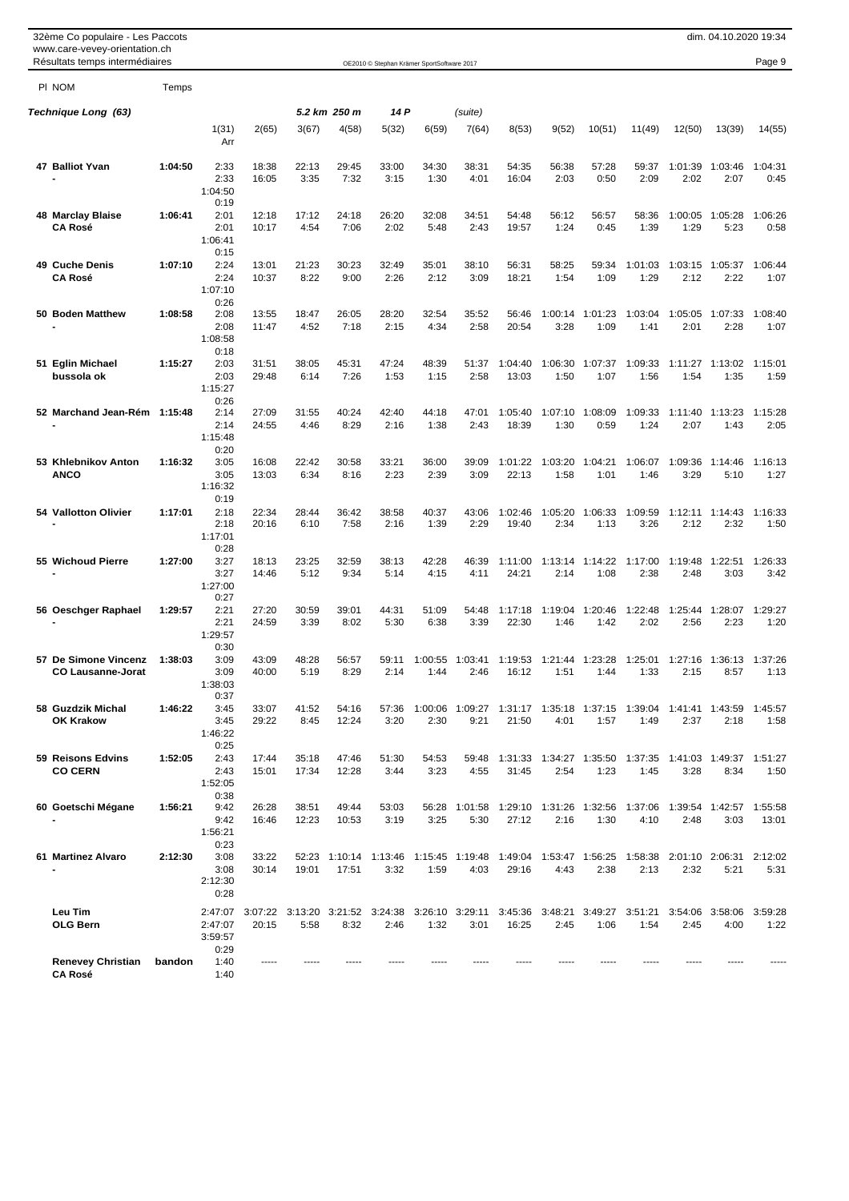## Technique Long (63) — 5.2 km 250 m 14 P (suite)

| Pl | NOM | Temps | 1(31) | 2(65) | 3(67) | 4(58) | 5(32) | 6(59) | 7(64) | 8(53) | 9(52) | 10(51) | 11(49) | 12(50) | 13(39) | 14(55) | Arr |
|---|---|---|---|---|---|---|---|---|---|---|---|---|---|---|---|---|---|
| 47 | **Balliot Yvan** - | **1:04:50** | 2:33 2:33 | 18:38 16:05 | 22:13 3:35 | 29:45 7:32 | 33:00 3:15 | 34:30 1:30 | 38:31 4:01 | 54:35 16:04 | 56:38 2:03 | 57:28 0:50 | 59:37 2:09 | 1:01:39 2:02 | 1:03:46 2:07 | 1:04:31 0:45 | 1:04:50 0:19 |
| 48 | **Marclay Blaise** **CA Rosé** | **1:06:41** | 2:01 2:01 | 12:18 10:17 | 17:12 4:54 | 24:18 7:06 | 26:20 2:02 | 32:08 5:48 | 34:51 2:43 | 54:48 19:57 | 56:12 1:24 | 56:57 0:45 | 58:36 1:39 | 1:00:05 1:29 | 1:05:28 5:23 | 1:06:26 0:58 | 1:06:41 0:15 |
| 49 | **Cuche Denis** **CA Rosé** | **1:07:10** | 2:24 2:24 | 13:01 10:37 | 21:23 8:22 | 30:23 9:00 | 32:49 2:26 | 35:01 2:12 | 38:10 3:09 | 56:31 18:21 | 58:25 1:54 | 59:34 1:09 | 1:01:03 1:29 | 1:03:15 2:12 | 1:05:37 2:22 | 1:06:44 1:07 | 1:07:10 0:26 |
| 50 | **Boden Matthew** - | **1:08:58** | 2:08 2:08 | 13:55 11:47 | 18:47 4:52 | 26:05 7:18 | 28:20 2:15 | 32:54 4:34 | 35:52 2:58 | 56:46 20:54 | 1:00:14 3:28 | 1:01:23 1:09 | 1:03:04 1:41 | 1:05:05 2:01 | 1:07:33 2:28 | 1:08:40 1:07 | 1:08:58 0:18 |
| 51 | **Eglin Michael** **bussola ok** | **1:15:27** | 2:03 2:03 | 31:51 29:48 | 38:05 6:14 | 45:31 7:26 | 47:24 1:53 | 48:39 1:15 | 51:37 2:58 | 1:04:40 13:03 | 1:06:30 1:50 | 1:07:37 1:07 | 1:09:33 1:56 | 1:11:27 1:54 | 1:13:02 1:35 | 1:15:01 1:59 | 1:15:27 0:26 |
| 52 | **Marchand Jean-Rém** - | **1:15:48** | 2:14 2:14 | 27:09 24:55 | 31:55 4:46 | 40:24 8:29 | 42:40 2:16 | 44:18 1:38 | 47:01 2:43 | 1:05:40 18:39 | 1:07:10 1:30 | 1:08:09 0:59 | 1:09:33 1:24 | 1:11:40 2:07 | 1:13:23 1:43 | 1:15:28 2:05 | 1:15:48 0:20 |
| 53 | **Khlebnikov Anton** **ANCO** | **1:16:32** | 3:05 3:05 | 16:08 13:03 | 22:42 6:34 | 30:58 8:16 | 33:21 2:23 | 36:00 2:39 | 39:09 3:09 | 1:01:22 22:13 | 1:03:20 1:58 | 1:04:21 1:01 | 1:06:07 1:46 | 1:09:36 3:29 | 1:14:46 5:10 | 1:16:13 1:27 | 1:16:32 0:19 |
| 54 | **Vallotton Olivier** - | **1:17:01** | 2:18 2:18 | 22:34 20:16 | 28:44 6:10 | 36:42 7:58 | 38:58 2:16 | 40:37 1:39 | 43:06 2:29 | 1:02:46 19:40 | 1:05:20 2:34 | 1:06:33 1:13 | 1:09:59 3:26 | 1:12:11 2:12 | 1:14:43 2:32 | 1:16:33 1:50 | 1:17:01 0:28 |
| 55 | **Wichoud Pierre** - | **1:27:00** | 3:27 3:27 | 18:13 14:46 | 23:25 5:12 | 32:59 9:34 | 38:13 5:14 | 42:28 4:15 | 46:39 4:11 | 1:11:00 24:21 | 1:13:14 2:14 | 1:14:22 1:08 | 1:17:00 2:38 | 1:19:48 2:48 | 1:22:51 3:03 | 1:26:33 3:42 | 1:27:00 0:27 |
| 56 | **Oeschger Raphael** - | **1:29:57** | 2:21 2:21 | 27:20 24:59 | 30:59 3:39 | 39:01 8:02 | 44:31 5:30 | 51:09 6:38 | 54:48 3:39 | 1:17:18 22:30 | 1:19:04 1:46 | 1:20:46 1:42 | 1:22:48 2:02 | 1:25:44 2:56 | 1:28:07 2:23 | 1:29:27 1:20 | 1:29:57 0:30 |
| 57 | **De Simone Vincenz** **CO Lausanne-Jorat** | **1:38:03** | 3:09 3:09 | 43:09 40:00 | 48:28 5:19 | 56:57 8:29 | 59:11 2:14 | 1:00:55 1:44 | 1:03:41 2:46 | 1:19:53 16:12 | 1:21:44 1:51 | 1:23:28 1:44 | 1:25:01 1:33 | 1:27:16 2:15 | 1:36:13 8:57 | 1:37:26 1:13 | 1:38:03 0:37 |
| 58 | **Guzdzik Michal** **OK Krakow** | **1:46:22** | 3:45 3:45 | 33:07 29:22 | 41:52 8:45 | 54:16 12:24 | 57:36 3:20 | 1:00:06 2:30 | 1:09:27 9:21 | 1:31:17 21:50 | 1:35:18 4:01 | 1:37:15 1:57 | 1:39:04 1:49 | 1:41:41 2:37 | 1:43:59 2:18 | 1:45:57 1:58 | 1:46:22 0:25 |
| 59 | **Reisons Edvins** **CO CERN** | **1:52:05** | 2:43 2:43 | 17:44 15:01 | 35:18 17:34 | 47:46 12:28 | 51:30 3:44 | 54:53 3:23 | 59:48 4:55 | 1:31:33 31:45 | 1:34:27 2:54 | 1:35:50 1:23 | 1:37:35 1:45 | 1:41:03 3:28 | 1:49:37 8:34 | 1:51:27 1:50 | 1:52:05 0:38 |
| 60 | **Goetschi Mégane** - | **1:56:21** | 9:42 9:42 | 26:28 16:46 | 38:51 12:23 | 49:44 10:53 | 53:03 3:19 | 56:28 3:25 | 1:01:58 5:30 | 1:29:10 27:12 | 1:31:26 2:16 | 1:32:56 1:30 | 1:37:06 4:10 | 1:39:54 2:48 | 1:42:57 3:03 | 1:55:58 13:01 | 1:56:21 0:23 |
| 61 | **Martinez Alvaro** - | **2:12:30** | 3:08 3:08 | 33:22 30:14 | 52:23 19:01 | 1:10:14 17:51 | 1:13:46 3:32 | 1:15:45 1:59 | 1:19:48 4:03 | 1:49:04 29:16 | 1:53:47 4:43 | 1:56:25 2:38 | 1:58:38 2:13 | 2:01:10 2:32 | 2:06:31 5:21 | 2:12:02 5:31 | 2:12:30 0:28 |
| | **Leu Tim** **OLG Bern** | | 2:47:07 2:47:07 | 3:07:22 20:15 | 3:13:20 5:58 | 3:21:52 8:32 | 3:24:38 2:46 | 3:26:10 1:32 | 3:29:11 3:01 | 3:45:36 16:25 | 3:48:21 2:45 | 3:49:27 1:06 | 3:51:21 1:54 | 3:54:06 2:45 | 3:58:06 4:00 | 3:59:28 1:22 | 3:59:57 0:29 |
| | **Renevey Christian** **CA Rosé** | bandon | 1:40 1:40 | ----- | ----- | ----- | ----- | ----- | ----- | ----- | ----- | ----- | ----- | ----- | ----- | ----- | ----- |